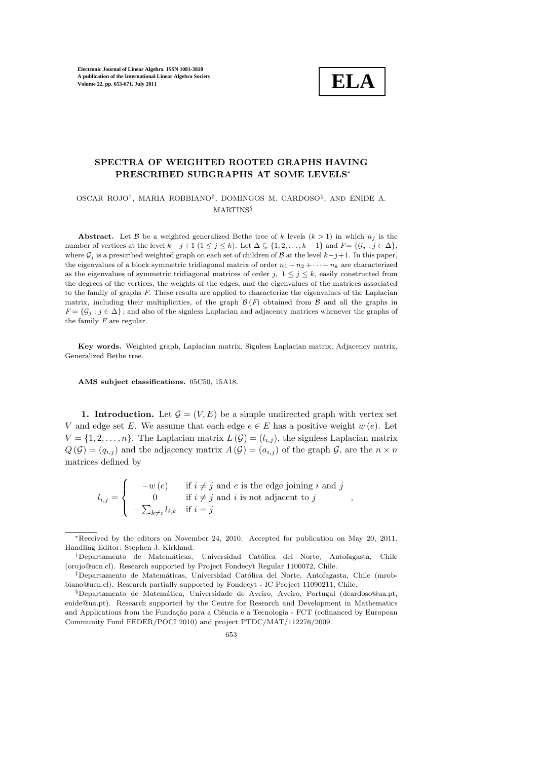# SPECTRA OF WEIGHTED ROOTED GRAPHS HAVING PRESCRIBED SUBGRAPHS AT SOME LEVELS*

OSCAR ROJO†, MARIA ROBBIANO‡, DOMINGOS M. CARDOSO§, AND ENIDE A. MARTINS§

**Abstract.** Let $\mathcal{B}$ be a weighted generalized Bethe tree of $k$ levels ($k > 1$) in which $n_j$ is the number of vertices at the level $k-j+1$ ($1 \le j \le k$). Let $\Delta \subseteq \{1, 2, \ldots, k-1\}$ and $F = \{\mathcal{G}_j : j \in \Delta\}$, where $\mathcal{G}_j$ is a prescribed weighted graph on each set of children of $\mathcal{B}$ at the level $k-j+1$. In this paper, the eigenvalues of a block symmetric tridiagonal matrix of order $n_1 + n_2 + \cdots + n_k$ are characterized as the eigenvalues of symmetric tridiagonal matrices of order $j$, $1 \le j \le k$, easily constructed from the degrees of the vertices, the weights of the edges, and the eigenvalues of the matrices associated to the family of graphs $F$. These results are applied to characterize the eigenvalues of the Laplacian matrix, including their multiplicities, of the graph $\mathcal{B}(F)$ obtained from $\mathcal{B}$ and all the graphs in $F = \{\mathcal{G}_j : j \in \Delta\}$; and also of the signless Laplacian and adjacency matrices whenever the graphs of the family $F$ are regular.

**Key words.** Weighted graph, Laplacian matrix, Signless Laplacian matrix, Adjacency matrix, Generalized Bethe tree.

**AMS subject classifications.** 05C50, 15A18.

**1. Introduction.** Let $\mathcal{G} = (V, E)$ be a simple undirected graph with vertex set $V$ and edge set $E$. We assume that each edge $e \in E$ has a positive weight $w(e)$. Let $V = \{1, 2, \ldots, n\}$. The Laplacian matrix $L(\mathcal{G}) = (l_{i,j})$, the signless Laplacian matrix $Q(\mathcal{G}) = (q_{i,j})$ and the adjacency matrix $A(\mathcal{G}) = (a_{i,j})$ of the graph $\mathcal{G}$, are the $n \times n$ matrices defined by

$$l_{i,j} = \begin{cases} -w(e) & \text{if } i \neq j \text{ and } e \text{ is the edge joining } i \text{ and } j \\ 0 & \text{if } i \neq j \text{ and } i \text{ is not adjacent to } j \\ -\sum_{k \neq i} l_{i,k} & \text{if } i = j \end{cases},$$

---

*Received by the editors on November 24, 2010. Accepted for publication on May 20, 2011. Handling Editor: Stephen J. Kirkland.

†Departamento de Matemáticas, Universidad Católica del Norte, Antofagasta, Chile (orojo@ucn.cl). Research supported by Project Fondecyt Regular 1100072, Chile.

‡Departamento de Matemáticas, Universidad Católica del Norte, Antofagasta, Chile (mrobbiano@ucn.cl). Research partially supported by Fondecyt - IC Project 11090211, Chile.

§Departamento de Matemática, Universidade de Aveiro, Aveiro, Portugal (dcardoso@ua.pt, enide@ua.pt). Research supported by the Centre for Research and Development in Mathematics and Applications from the Fundação para a Ciência e a Tecnologia - FCT (cofinanced by European Community Fund FEDER/POCI 2010) and project PTDC/MAT/112276/2009.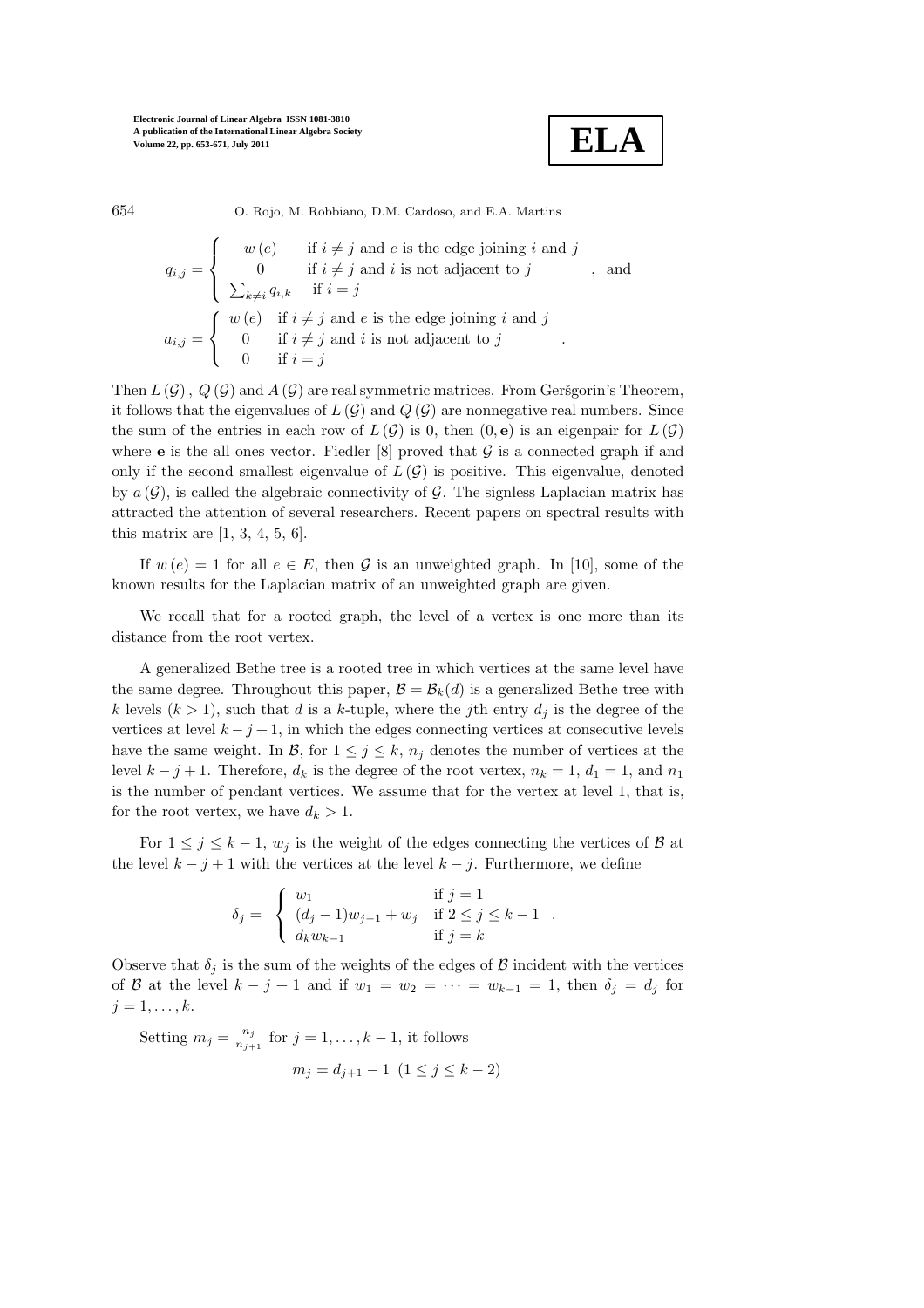$$q_{i,j} = \begin{cases} w(e) & \text{if } i \neq j \text{ and } e \text{ is the edge joining } i \text{ and } j \\ 0 & \text{if } i \neq j \text{ and } i \text{ is not adjacent to } j \\ \sum_{k \neq i} q_{i,k} & \text{if } i = j \end{cases}, \text{ and}$$

$$a_{i,j} = \begin{cases} w(e) & \text{if } i \neq j \text{ and } e \text{ is the edge joining } i \text{ and } j \\ 0 & \text{if } i \neq j \text{ and } i \text{ is not adjacent to } j \\ 0 & \text{if } i = j \end{cases}.$$

Then $L(\mathcal{G})$, $Q(\mathcal{G})$ and $A(\mathcal{G})$ are real symmetric matrices. From Geršgorin's Theorem, it follows that the eigenvalues of $L(\mathcal{G})$ and $Q(\mathcal{G})$ are nonnegative real numbers. Since the sum of the entries in each row of $L(\mathcal{G})$ is 0, then $(0, \mathbf{e})$ is an eigenpair for $L(\mathcal{G})$ where $\mathbf{e}$ is the all ones vector. Fiedler [8] proved that $\mathcal{G}$ is a connected graph if and only if the second smallest eigenvalue of $L(\mathcal{G})$ is positive. This eigenvalue, denoted by $a(\mathcal{G})$, is called the algebraic connectivity of $\mathcal{G}$. The signless Laplacian matrix has attracted the attention of several researchers. Recent papers on spectral results with this matrix are [1, 3, 4, 5, 6].

If $w(e) = 1$ for all $e \in E$, then $\mathcal{G}$ is an unweighted graph. In [10], some of the known results for the Laplacian matrix of an unweighted graph are given.

We recall that for a rooted graph, the level of a vertex is one more than its distance from the root vertex.

A generalized Bethe tree is a rooted tree in which vertices at the same level have the same degree. Throughout this paper, $\mathcal{B} = \mathcal{B}_k(d)$ is a generalized Bethe tree with $k$ levels $(k > 1)$, such that $d$ is a $k$-tuple, where the $j$th entry $d_j$ is the degree of the vertices at level $k - j + 1$, in which the edges connecting vertices at consecutive levels have the same weight. In $\mathcal{B}$, for $1 \leq j \leq k$, $n_j$ denotes the number of vertices at the level $k - j + 1$. Therefore, $d_k$ is the degree of the root vertex, $n_k = 1$, $d_1 = 1$, and $n_1$ is the number of pendant vertices. We assume that for the vertex at level 1, that is, for the root vertex, we have $d_k > 1$.

For $1 \leq j \leq k - 1$, $w_j$ is the weight of the edges connecting the vertices of $\mathcal{B}$ at the level $k - j + 1$ with the vertices at the level $k - j$. Furthermore, we define

$$\delta_j = \begin{cases} w_1 & \text{if } j = 1 \\ (d_j - 1)w_{j-1} + w_j & \text{if } 2 \leq j \leq k - 1 \\ d_k w_{k-1} & \text{if } j = k \end{cases}.$$

Observe that $\delta_j$ is the sum of the weights of the edges of $\mathcal{B}$ incident with the vertices of $\mathcal{B}$ at the level $k - j + 1$ and if $w_1 = w_2 = \cdots = w_{k-1} = 1$, then $\delta_j = d_j$ for $j = 1, \ldots, k$.

Setting $m_j = \frac{n_j}{n_{j+1}}$ for $j = 1, \ldots, k - 1$, it follows

$$m_j = d_{j+1} - 1 \ \ (1 \leq j \leq k - 2)$$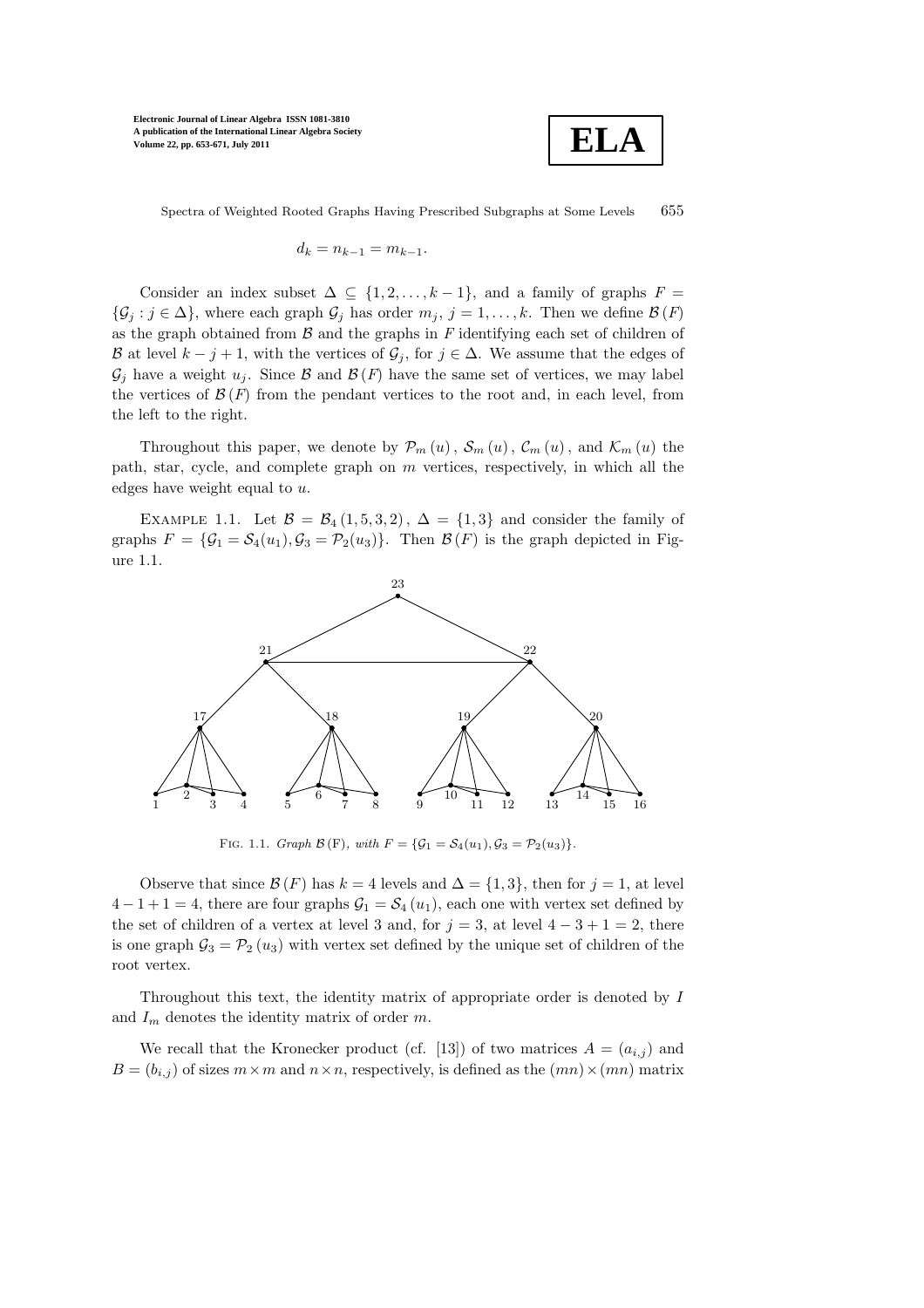$$d_k = n_{k-1} = m_{k-1}.$$

Consider an index subset $\Delta \subseteq \{1, 2, \ldots, k-1\}$, and a family of graphs $F = \{\mathcal{G}_j : j \in \Delta\}$, where each graph $\mathcal{G}_j$ has order $m_j$, $j = 1, \ldots, k$. Then we define $\mathcal{B}(F)$ as the graph obtained from $\mathcal{B}$ and the graphs in $F$ identifying each set of children of $\mathcal{B}$ at level $k - j + 1$, with the vertices of $\mathcal{G}_j$, for $j \in \Delta$. We assume that the edges of $\mathcal{G}_j$ have a weight $u_j$. Since $\mathcal{B}$ and $\mathcal{B}(F)$ have the same set of vertices, we may label the vertices of $\mathcal{B}(F)$ from the pendant vertices to the root and, in each level, from the left to the right.

Throughout this paper, we denote by $\mathcal{P}_m(u)$, $\mathcal{S}_m(u)$, $\mathcal{C}_m(u)$, and $\mathcal{K}_m(u)$ the path, star, cycle, and complete graph on $m$ vertices, respectively, in which all the edges have weight equal to $u$.

Example 1.1. Let $\mathcal{B} = \mathcal{B}_4(1, 5, 3, 2)$, $\Delta = \{1, 3\}$ and consider the family of graphs $F = \{\mathcal{G}_1 = \mathcal{S}_4(u_1), \mathcal{G}_3 = \mathcal{P}_2(u_3)\}$. Then $\mathcal{B}(F)$ is the graph depicted in Figure 1.1.

Fig. 1.1. *Graph* $\mathcal{B}(\mathrm{F})$*, with* $F = \{\mathcal{G}_1 = \mathcal{S}_4(u_1), \mathcal{G}_3 = \mathcal{P}_2(u_3)\}$.

Observe that since $\mathcal{B}(F)$ has $k = 4$ levels and $\Delta = \{1, 3\}$, then for $j = 1$, at level $4 - 1 + 1 = 4$, there are four graphs $\mathcal{G}_1 = \mathcal{S}_4(u_1)$, each one with vertex set defined by the set of children of a vertex at level 3 and, for $j = 3$, at level $4 - 3 + 1 = 2$, there is one graph $\mathcal{G}_3 = \mathcal{P}_2(u_3)$ with vertex set defined by the unique set of children of the root vertex.

Throughout this text, the identity matrix of appropriate order is denoted by $I$ and $I_m$ denotes the identity matrix of order $m$.

We recall that the Kronecker product (cf. [13]) of two matrices $A = (a_{i,j})$ and $B = (b_{i,j})$ of sizes $m \times m$ and $n \times n$, respectively, is defined as the $(mn) \times (mn)$ matrix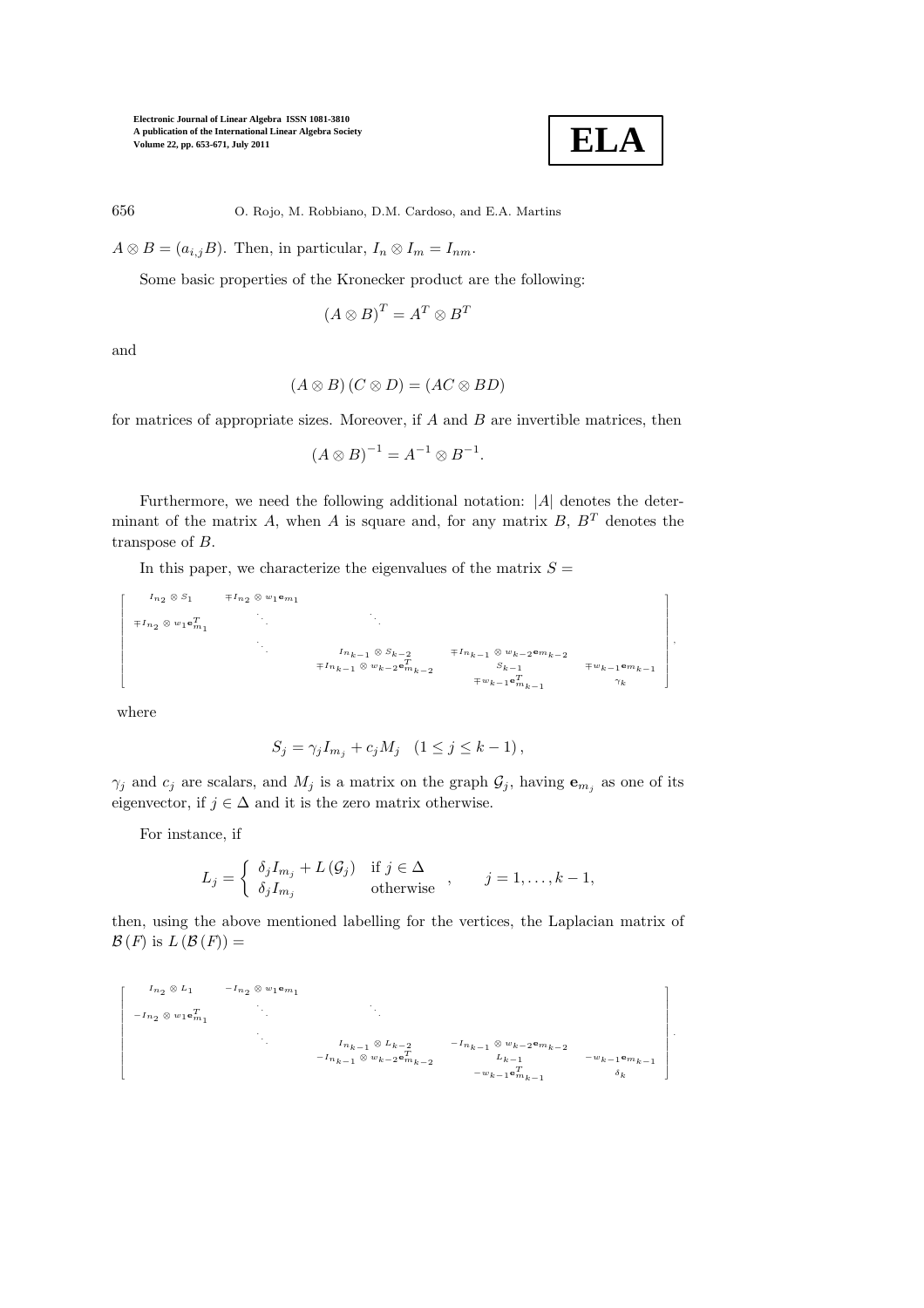$A \otimes B = (a_{i,j}B)$. Then, in particular, $I_n \otimes I_m = I_{nm}$.

Some basic properties of the Kronecker product are the following:

$$(A \otimes B)^T = A^T \otimes B^T$$

and

$$(A \otimes B)(C \otimes D) = (AC \otimes BD)$$

for matrices of appropriate sizes. Moreover, if $A$ and $B$ are invertible matrices, then

$$(A \otimes B)^{-1} = A^{-1} \otimes B^{-1}.$$

Furthermore, we need the following additional notation: $|A|$ denotes the determinant of the matrix $A$, when $A$ is square and, for any matrix $B$, $B^T$ denotes the transpose of $B$.

In this paper, we characterize the eigenvalues of the matrix $S =$

$$\begin{bmatrix} I_{n_2} \otimes S_1 & \mp I_{n_2} \otimes w_1 \mathbf{e}_{m_1} & & & \\ \mp I_{n_2} \otimes w_1 \mathbf{e}_{m_1}^T & \ddots & \ddots & & \\ & \ddots & I_{n_{k-1}} \otimes S_{k-2} & \mp I_{n_{k-1}} \otimes w_{k-2} \mathbf{e}_{m_{k-2}} & \\ & & \mp I_{n_{k-1}} \otimes w_{k-2} \mathbf{e}_{m_{k-2}}^T & S_{k-1} & \mp w_{k-1} \mathbf{e}_{m_{k-1}} \\ & & & \mp w_{k-1} \mathbf{e}_{m_{k-1}}^T & \gamma_k \end{bmatrix},$$

where

$$S_j = \gamma_j I_{m_j} + c_j M_j \quad (1 \leq j \leq k-1),$$

$\gamma_j$ and $c_j$ are scalars, and $M_j$ is a matrix on the graph $\mathcal{G}_j$, having $\mathbf{e}_{m_j}$ as one of its eigenvector, if $j \in \Delta$ and it is the zero matrix otherwise.

For instance, if

$$L_j = \begin{cases} \delta_j I_{m_j} + L(\mathcal{G}_j) & \text{if } j \in \Delta \\ \delta_j I_{m_j} & \text{otherwise} \end{cases}, \qquad j = 1, \ldots, k-1,$$

then, using the above mentioned labelling for the vertices, the Laplacian matrix of $\mathcal{B}(F)$ is $L(\mathcal{B}(F)) =$

$$\begin{bmatrix} I_{n_2} \otimes L_1 & -I_{n_2} \otimes w_1 \mathbf{e}_{m_1} & & & \\ -I_{n_2} \otimes w_1 \mathbf{e}_{m_1}^T & \ddots & \ddots & & \\ & \ddots & I_{n_{k-1}} \otimes L_{k-2} & -I_{n_{k-1}} \otimes w_{k-2} \mathbf{e}_{m_{k-2}} & \\ & & -I_{n_{k-1}} \otimes w_{k-2} \mathbf{e}_{m_{k-2}}^T & L_{k-1} & -w_{k-1} \mathbf{e}_{m_{k-1}} \\ & & & -w_{k-1} \mathbf{e}_{m_{k-1}}^T & \delta_k \end{bmatrix}.$$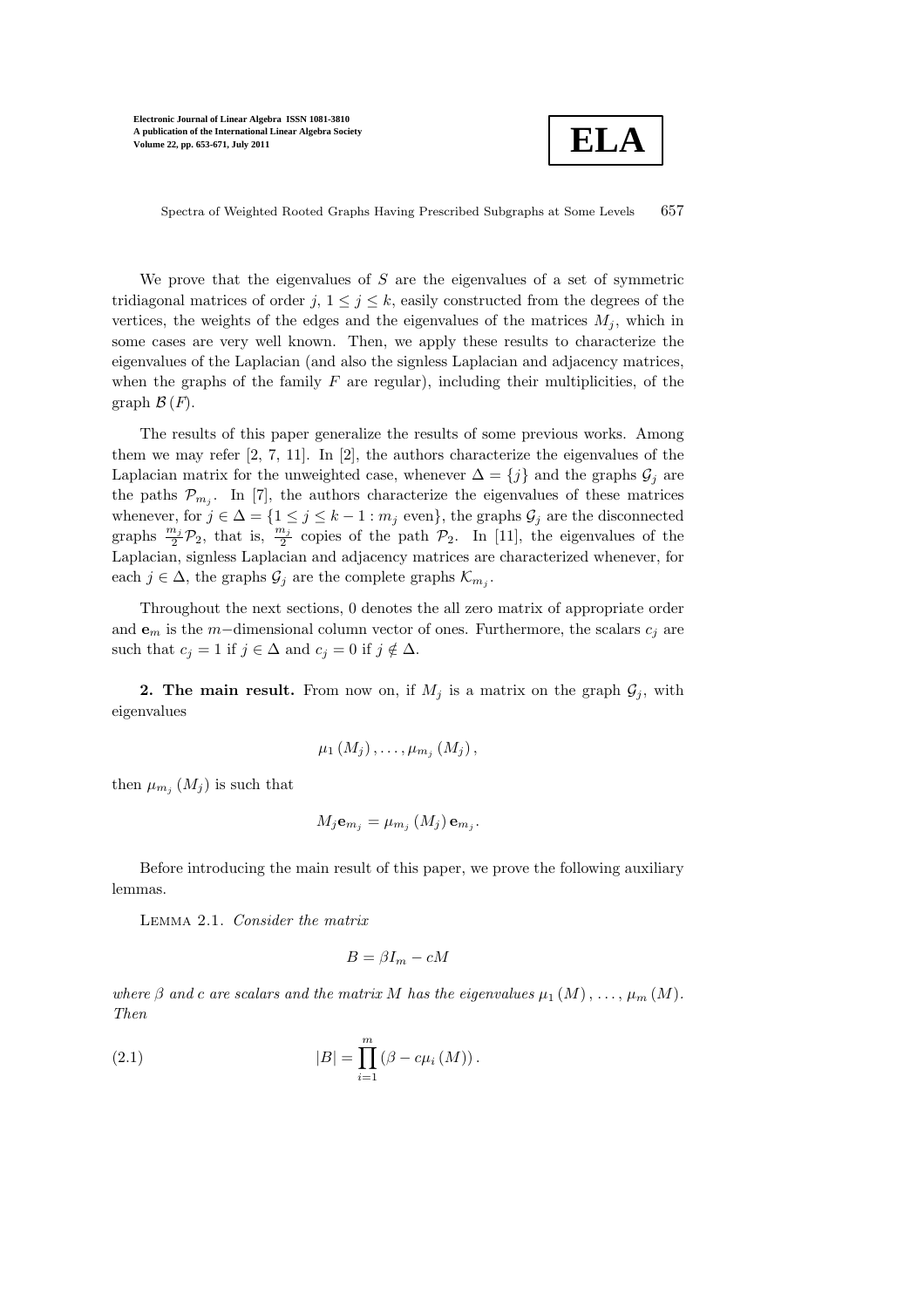We prove that the eigenvalues of $S$ are the eigenvalues of a set of symmetric tridiagonal matrices of order $j$, $1 \leq j \leq k$, easily constructed from the degrees of the vertices, the weights of the edges and the eigenvalues of the matrices $M_j$, which in some cases are very well known. Then, we apply these results to characterize the eigenvalues of the Laplacian (and also the signless Laplacian and adjacency matrices, when the graphs of the family $F$ are regular), including their multiplicities, of the graph $\mathcal{B}(F)$.

The results of this paper generalize the results of some previous works. Among them we may refer [2, 7, 11]. In [2], the authors characterize the eigenvalues of the Laplacian matrix for the unweighted case, whenever $\Delta = \{j\}$ and the graphs $\mathcal{G}_j$ are the paths $\mathcal{P}_{m_j}$. In [7], the authors characterize the eigenvalues of these matrices whenever, for $j \in \Delta = \{1 \leq j \leq k-1 : m_j \text{ even}\}$, the graphs $\mathcal{G}_j$ are the disconnected graphs $\frac{m_j}{2}\mathcal{P}_2$, that is, $\frac{m_j}{2}$ copies of the path $\mathcal{P}_2$. In [11], the eigenvalues of the Laplacian, signless Laplacian and adjacency matrices are characterized whenever, for each $j \in \Delta$, the graphs $\mathcal{G}_j$ are the complete graphs $\mathcal{K}_{m_j}$.

Throughout the next sections, 0 denotes the all zero matrix of appropriate order and $\mathbf{e}_m$ is the $m-$dimensional column vector of ones. Furthermore, the scalars $c_j$ are such that $c_j = 1$ if $j \in \Delta$ and $c_j = 0$ if $j \notin \Delta$.

**2. The main result.** From now on, if $M_j$ is a matrix on the graph $\mathcal{G}_j$, with eigenvalues

$$\mu_1(M_j), \ldots, \mu_{m_j}(M_j),$$

then $\mu_{m_j}(M_j)$ is such that

$$M_j \mathbf{e}_{m_j} = \mu_{m_j}(M_j)\, \mathbf{e}_{m_j}.$$

Before introducing the main result of this paper, we prove the following auxiliary lemmas.

Lemma 2.1. *Consider the matrix*

$$B = \beta I_m - cM$$

*where $\beta$ and $c$ are scalars and the matrix $M$ has the eigenvalues $\mu_1(M), \ldots, \mu_m(M)$. Then*

$$|B| = \prod_{i=1}^{m} (\beta - c\mu_i(M)). \tag{2.1}$$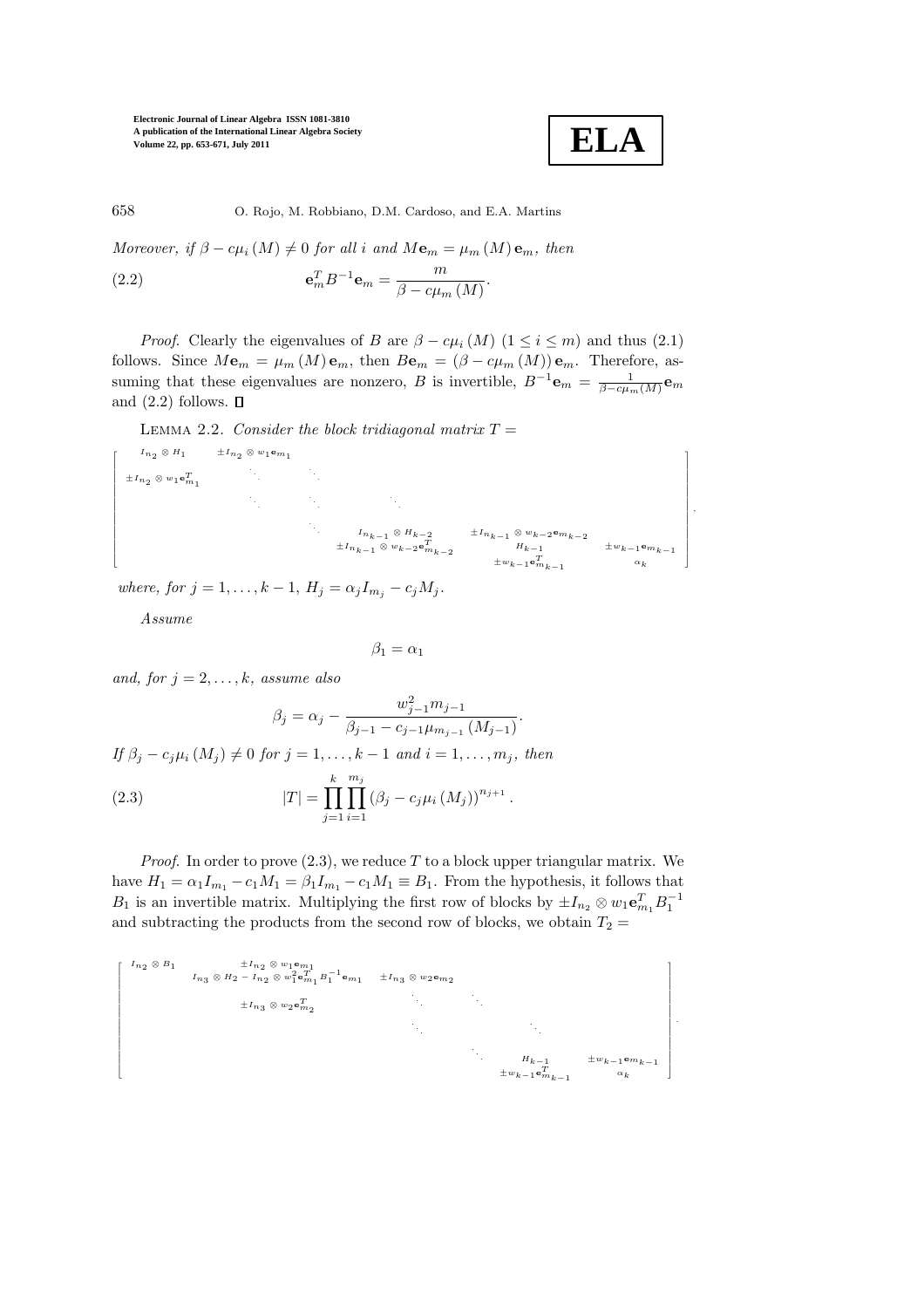*Moreover, if $\beta - c\mu_i(M) \neq 0$ for all $i$ and $M\mathbf{e}_m = \mu_m(M)\mathbf{e}_m$, then*

$$\mathbf{e}_m^T B^{-1} \mathbf{e}_m = \frac{m}{\beta - c\mu_m(M)}. \tag{2.2}$$

*Proof*. Clearly the eigenvalues of $B$ are $\beta - c\mu_i(M)$ $(1 \leq i \leq m)$ and thus (2.1) follows. Since $M\mathbf{e}_m = \mu_m(M)\mathbf{e}_m$, then $B\mathbf{e}_m = (\beta - c\mu_m(M))\mathbf{e}_m$. Therefore, assuming that these eigenvalues are nonzero, $B$ is invertible, $B^{-1}\mathbf{e}_m = \frac{1}{\beta - c\mu_m(M)}\mathbf{e}_m$ and (2.2) follows. ∎

Lemma 2.2. *Consider the block tridiagonal matrix $T =$*

$$\begin{bmatrix} I_{n_2} \otimes H_1 & \pm I_{n_2} \otimes w_1 \mathbf{e}_{m_1} & & & & \\ \pm I_{n_2} \otimes w_1 \mathbf{e}_{m_1}^T & \ddots & \ddots & & & \\ & \ddots & \ddots & \ddots & & \\ & & \ddots & I_{n_{k-1}} \otimes H_{k-2} & \pm I_{n_{k-1}} \otimes w_{k-2}\mathbf{e}_{m_{k-2}} & \\ & & & \pm I_{n_{k-1}} \otimes w_{k-2}\mathbf{e}_{m_{k-2}}^T & H_{k-1} & \pm w_{k-1}\mathbf{e}_{m_{k-1}} \\ & & & & \pm w_{k-1}\mathbf{e}_{m_{k-1}}^T & \alpha_k \end{bmatrix},$$

*where, for $j = 1, \ldots, k-1$, $H_j = \alpha_j I_{m_j} - c_j M_j$.*

*Assume*

$$\beta_1 = \alpha_1$$

*and, for $j = 2, \ldots, k$, assume also*

$$\beta_j = \alpha_j - \frac{w_{j-1}^2 m_{j-1}}{\beta_{j-1} - c_{j-1}\mu_{m_{j-1}}(M_{j-1})}.$$

*If $\beta_j - c_j \mu_i(M_j) \neq 0$ for $j = 1, \ldots, k-1$ and $i = 1, \ldots, m_j$, then*

$$|T| = \prod_{j=1}^{k} \prod_{i=1}^{m_j} (\beta_j - c_j \mu_i(M_j))^{n_{j+1}}. \tag{2.3}$$

*Proof*. In order to prove (2.3), we reduce $T$ to a block upper triangular matrix. We have $H_1 = \alpha_1 I_{m_1} - c_1 M_1 = \beta_1 I_{m_1} - c_1 M_1 \equiv B_1$. From the hypothesis, it follows that $B_1$ is an invertible matrix. Multiplying the first row of blocks by $\pm I_{n_2} \otimes w_1 \mathbf{e}_{m_1}^T B_1^{-1}$ and subtracting the products from the second row of blocks, we obtain $T_2 =$

$$\begin{bmatrix} I_{n_2} \otimes B_1 & \pm I_{n_2} \otimes w_1 \mathbf{e}_{m_1} & & & & \\ & I_{n_3} \otimes H_2 - I_{n_2} \otimes w_1^2 \mathbf{e}_{m_1}^T B_1^{-1} \mathbf{e}_{m_1} & \pm I_{n_3} \otimes w_2 \mathbf{e}_{m_2} & & & \\ & \pm I_{n_3} \otimes w_2 \mathbf{e}_{m_2}^T & \ddots & \ddots & & \\ & & \ddots & \ddots & & \\ & & & \ddots & H_{k-1} & \pm w_{k-1}\mathbf{e}_{m_{k-1}} \\ & & & & \pm w_{k-1}\mathbf{e}_{m_{k-1}}^T & \alpha_k \end{bmatrix}.$$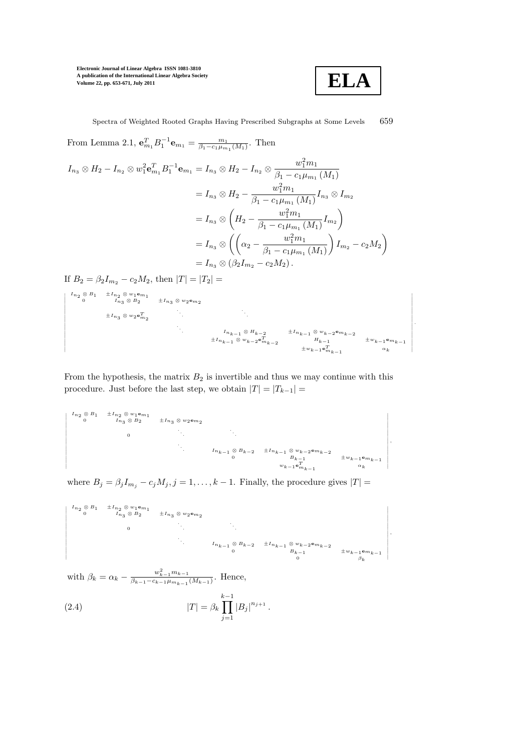From Lemma 2.1, $\mathbf{e}_{m_1}^T B_1^{-1} \mathbf{e}_{m_1} = \frac{m_1}{\beta_1 - c_1 \mu_{m_1}(M_1)}$. Then

$$
\begin{aligned}
I_{n_3} \otimes H_2 - I_{n_2} \otimes w_1^2 \mathbf{e}_{m_1}^T B_1^{-1} \mathbf{e}_{m_1} &= I_{n_3} \otimes H_2 - I_{n_2} \otimes \frac{w_1^2 m_1}{\beta_1 - c_1 \mu_{m_1}(M_1)} \\
&= I_{n_3} \otimes H_2 - \frac{w_1^2 m_1}{\beta_1 - c_1 \mu_{m_1}(M_1)} I_{n_3} \otimes I_{m_2} \\
&= I_{n_3} \otimes \left( H_2 - \frac{w_1^2 m_1}{\beta_1 - c_1 \mu_{m_1}(M_1)} I_{m_2} \right) \\
&= I_{n_3} \otimes \left( \left( \alpha_2 - \frac{w_1^2 m_1}{\beta_1 - c_1 \mu_{m_1}(M_1)} \right) I_{m_2} - c_2 M_2 \right) \\
&= I_{n_3} \otimes (\beta_2 I_{m_2} - c_2 M_2).
\end{aligned}
$$

If $B_2 = \beta_2 I_{m_2} - c_2 M_2$, then $|T| = |T_2| =$

$$
\left|
\begin{array}{cccccc}
I_{n_2} \otimes B_1 & \pm I_{n_2} \otimes w_1 \mathbf{e}_{m_1} & & & & \\
0 & I_{n_3} \otimes B_2 & \pm I_{n_3} \otimes w_2 \mathbf{e}_{m_2} & & & \\
 & \pm I_{n_3} \otimes w_2 \mathbf{e}_{m_2}^T & \ddots & \ddots & & \\
 & & \ddots & I_{n_{k-1}} \otimes H_{k-2} & \pm I_{n_{k-1}} \otimes w_{k-2} \mathbf{e}_{m_{k-2}} & \\
 & & & \pm I_{n_{k-1}} \otimes w_{k-2} \mathbf{e}_{m_{k-2}}^T & H_{k-1} & \pm w_{k-1} \mathbf{e}_{m_{k-1}} \\
 & & & & \pm w_{k-1} \mathbf{e}_{m_{k-1}}^T & \alpha_k
\end{array}
\right|.
$$

From the hypothesis, the matrix $B_2$ is invertible and thus we may continue with this procedure. Just before the last step, we obtain $|T| = |T_{k-1}| =$

$$
\left|
\begin{array}{cccccc}
I_{n_2} \otimes B_1 & \pm I_{n_2} \otimes w_1 \mathbf{e}_{m_1} & & & & \\
0 & I_{n_3} \otimes B_2 & \pm I_{n_3} \otimes w_2 \mathbf{e}_{m_2} & & & \\
 & 0 & \ddots & \ddots & & \\
 & & \ddots & I_{n_{k-1}} \otimes B_{k-2} & \pm I_{n_{k-1}} \otimes w_{k-2} \mathbf{e}_{m_{k-2}} & \\
 & & & 0 & B_{k-1} & \pm w_{k-1} \mathbf{e}_{m_{k-1}} \\
 & & & & w_{k-1} \mathbf{e}_{m_{k-1}}^T & \alpha_k
\end{array}
\right|,
$$

where $B_j = \beta_j I_{m_j} - c_j M_j, j = 1, \ldots, k-1$. Finally, the procedure gives $|T| =$

$$
\left|
\begin{array}{cccccc}
I_{n_2} \otimes B_1 & \pm I_{n_2} \otimes w_1 \mathbf{e}_{m_1} & & & & \\
0 & I_{n_3} \otimes B_2 & \pm I_{n_3} \otimes w_2 \mathbf{e}_{m_2} & & & \\
 & 0 & \ddots & \ddots & & \\
 & & \ddots & I_{n_{k-1}} \otimes B_{k-2} & \pm I_{n_{k-1}} \otimes w_{k-2} \mathbf{e}_{m_{k-2}} & \\
 & & & 0 & B_{k-1} & \pm w_{k-1} \mathbf{e}_{m_{k-1}} \\
 & & & & 0 & \beta_k
\end{array}
\right|,
$$

with $\beta_k = \alpha_k - \frac{w_{k-1}^2 m_{k-1}}{\beta_{k-1} - c_{k-1} \mu_{m_{k-1}}(M_{k-1})}$. Hence,

$$
|T| = \beta_k \prod_{j=1}^{k-1} |B_j|^{n_{j+1}}. \tag{2.4}
$$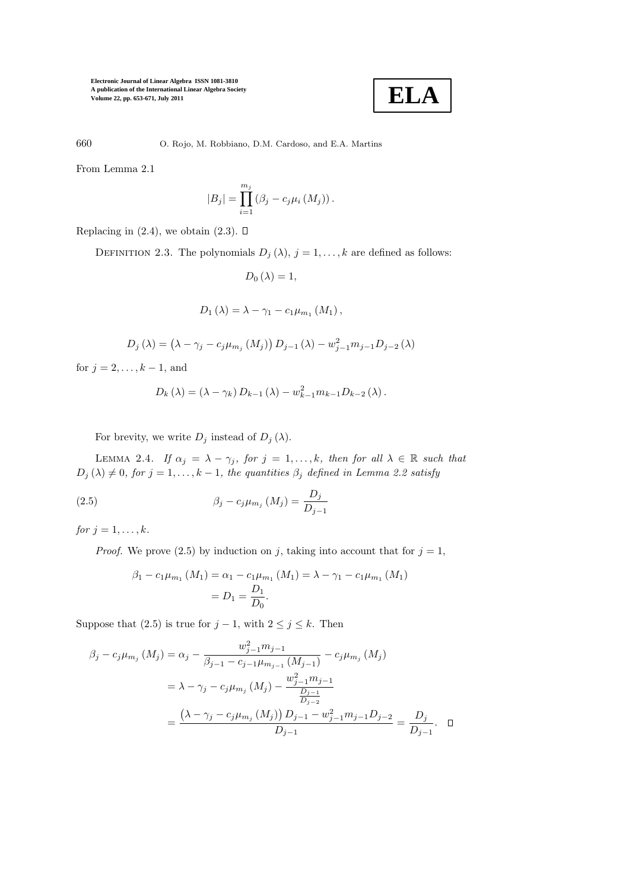From Lemma 2.1

$$|B_j| = \prod_{i=1}^{m_j} \left(\beta_j - c_j \mu_i\left(M_j\right)\right).$$

Replacing in (2.4), we obtain (2.3). □

DEFINITION 2.3. The polynomials $D_j(\lambda)$, $j = 1, \ldots, k$ are defined as follows:

$$D_0(\lambda) = 1,$$

$$D_1(\lambda) = \lambda - \gamma_1 - c_1 \mu_{m_1}(M_1),$$

$$D_j(\lambda) = \left(\lambda - \gamma_j - c_j \mu_{m_j}(M_j)\right) D_{j-1}(\lambda) - w_{j-1}^2 m_{j-1} D_{j-2}(\lambda)$$

for $j = 2, \ldots, k-1$, and

$$D_k(\lambda) = (\lambda - \gamma_k) D_{k-1}(\lambda) - w_{k-1}^2 m_{k-1} D_{k-2}(\lambda).$$

For brevity, we write $D_j$ instead of $D_j(\lambda)$.

LEMMA 2.4. *If $\alpha_j = \lambda - \gamma_j$, for $j = 1, \ldots, k$, then for all $\lambda \in \mathbb{R}$ such that $D_j(\lambda) \neq 0$, for $j = 1, \ldots, k-1$, the quantities $\beta_j$ defined in Lemma 2.2 satisfy*

$$\beta_j - c_j \mu_{m_j}(M_j) = \frac{D_j}{D_{j-1}} \tag{2.5}$$

*for $j = 1, \ldots, k$.*

*Proof.* We prove (2.5) by induction on $j$, taking into account that for $j = 1$,

$$\begin{aligned}
\beta_1 - c_1 \mu_{m_1}(M_1) &= \alpha_1 - c_1 \mu_{m_1}(M_1) = \lambda - \gamma_1 - c_1 \mu_{m_1}(M_1) \\
&= D_1 = \frac{D_1}{D_0}.
\end{aligned}$$

Suppose that (2.5) is true for $j - 1$, with $2 \leq j \leq k$. Then

$$\begin{aligned}
\beta_j - c_j \mu_{m_j}(M_j) &= \alpha_j - \frac{w_{j-1}^2 m_{j-1}}{\beta_{j-1} - c_{j-1} \mu_{m_{j-1}}(M_{j-1})} - c_j \mu_{m_j}(M_j) \\
&= \lambda - \gamma_j - c_j \mu_{m_j}(M_j) - \frac{w_{j-1}^2 m_{j-1}}{\frac{D_{j-1}}{D_{j-2}}} \\
&= \frac{\left(\lambda - \gamma_j - c_j \mu_{m_j}(M_j)\right) D_{j-1} - w_{j-1}^2 m_{j-1} D_{j-2}}{D_{j-1}} = \frac{D_j}{D_{j-1}}. \quad \square
\end{aligned}$$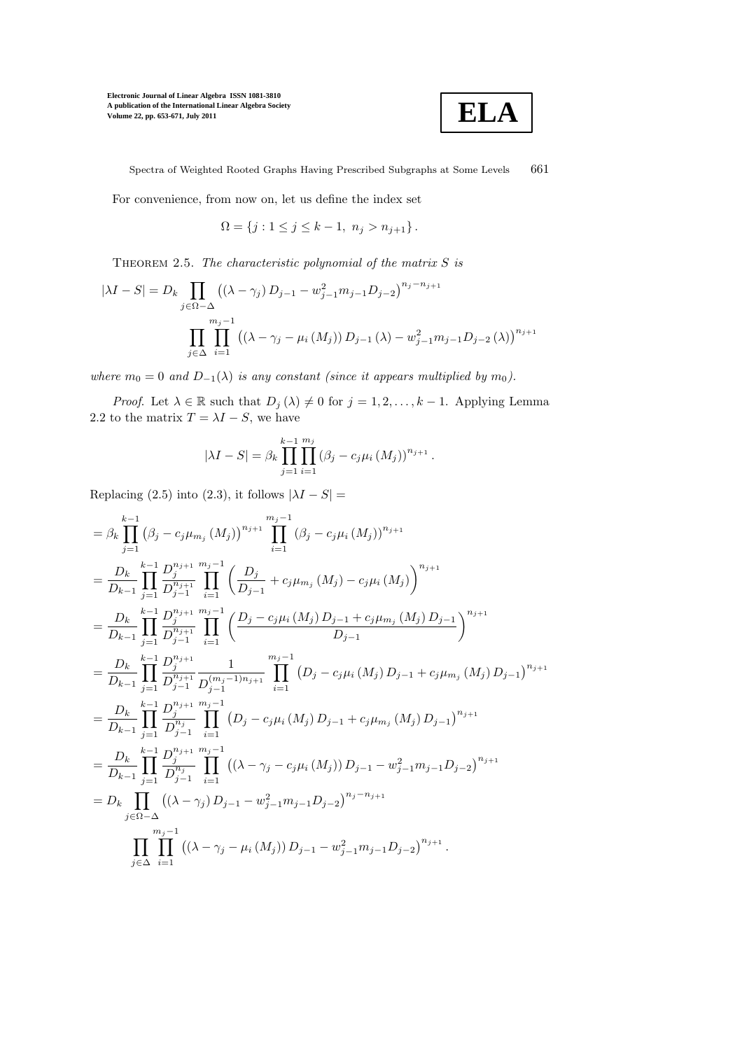For convenience, from now on, let us define the index set

$$\Omega = \{j : 1 \leq j \leq k-1,\ n_j > n_{j+1}\}.$$

Theorem 2.5. *The characteristic polynomial of the matrix $S$ is*

$$|\lambda I - S| = D_k \prod_{j \in \Omega - \Delta} \left( (\lambda - \gamma_j) D_{j-1} - w_{j-1}^2 m_{j-1} D_{j-2} \right)^{n_j - n_{j+1}}$$
$$\prod_{j \in \Delta} \prod_{i=1}^{m_j - 1} \left( (\lambda - \gamma_j - \mu_i(M_j)) D_{j-1}(\lambda) - w_{j-1}^2 m_{j-1} D_{j-2}(\lambda) \right)^{n_{j+1}}$$

*where $m_0 = 0$ and $D_{-1}(\lambda)$ is any constant (since it appears multiplied by $m_0$).*

*Proof.* Let $\lambda \in \mathbb{R}$ such that $D_j(\lambda) \neq 0$ for $j = 1, 2, \ldots, k-1$. Applying Lemma 2.2 to the matrix $T = \lambda I - S$, we have

$$|\lambda I - S| = \beta_k \prod_{j=1}^{k-1} \prod_{i=1}^{m_j} \left( \beta_j - c_j \mu_i(M_j) \right)^{n_{j+1}}.$$

Replacing (2.5) into (2.3), it follows $|\lambda I - S| =$

$$= \beta_k \prod_{j=1}^{k-1} \left( \beta_j - c_j \mu_{m_j}(M_j) \right)^{n_{j+1}} \prod_{i=1}^{m_j - 1} \left( \beta_j - c_j \mu_i(M_j) \right)^{n_{j+1}}$$
$$= \frac{D_k}{D_{k-1}} \prod_{j=1}^{k-1} \frac{D_j^{n_{j+1}}}{D_{j-1}^{n_{j+1}}} \prod_{i=1}^{m_j - 1} \left( \frac{D_j}{D_{j-1}} + c_j \mu_{m_j}(M_j) - c_j \mu_i(M_j) \right)^{n_{j+1}}$$
$$= \frac{D_k}{D_{k-1}} \prod_{j=1}^{k-1} \frac{D_j^{n_{j+1}}}{D_{j-1}^{n_{j+1}}} \prod_{i=1}^{m_j - 1} \left( \frac{D_j - c_j \mu_i(M_j) D_{j-1} + c_j \mu_{m_j}(M_j) D_{j-1}}{D_{j-1}} \right)^{n_{j+1}}$$
$$= \frac{D_k}{D_{k-1}} \prod_{j=1}^{k-1} \frac{D_j^{n_{j+1}}}{D_{j-1}^{n_{j+1}}} \frac{1}{D_{j-1}^{(m_j - 1) n_{j+1}}} \prod_{i=1}^{m_j - 1} \left( D_j - c_j \mu_i(M_j) D_{j-1} + c_j \mu_{m_j}(M_j) D_{j-1} \right)^{n_{j+1}}$$
$$= \frac{D_k}{D_{k-1}} \prod_{j=1}^{k-1} \frac{D_j^{n_{j+1}}}{D_{j-1}^{n_j}} \prod_{i=1}^{m_j - 1} \left( D_j - c_j \mu_i(M_j) D_{j-1} + c_j \mu_{m_j}(M_j) D_{j-1} \right)^{n_{j+1}}$$
$$= \frac{D_k}{D_{k-1}} \prod_{j=1}^{k-1} \frac{D_j^{n_{j+1}}}{D_{j-1}^{n_j}} \prod_{i=1}^{m_j - 1} \left( (\lambda - \gamma_j - c_j \mu_i(M_j)) D_{j-1} - w_{j-1}^2 m_{j-1} D_{j-2} \right)^{n_{j+1}}$$
$$= D_k \prod_{j \in \Omega - \Delta} \left( (\lambda - \gamma_j) D_{j-1} - w_{j-1}^2 m_{j-1} D_{j-2} \right)^{n_j - n_{j+1}}$$
$$\prod_{j \in \Delta} \prod_{i=1}^{m_j - 1} \left( (\lambda - \gamma_j - \mu_i(M_j)) D_{j-1} - w_{j-1}^2 m_{j-1} D_{j-2} \right)^{n_{j+1}}.$$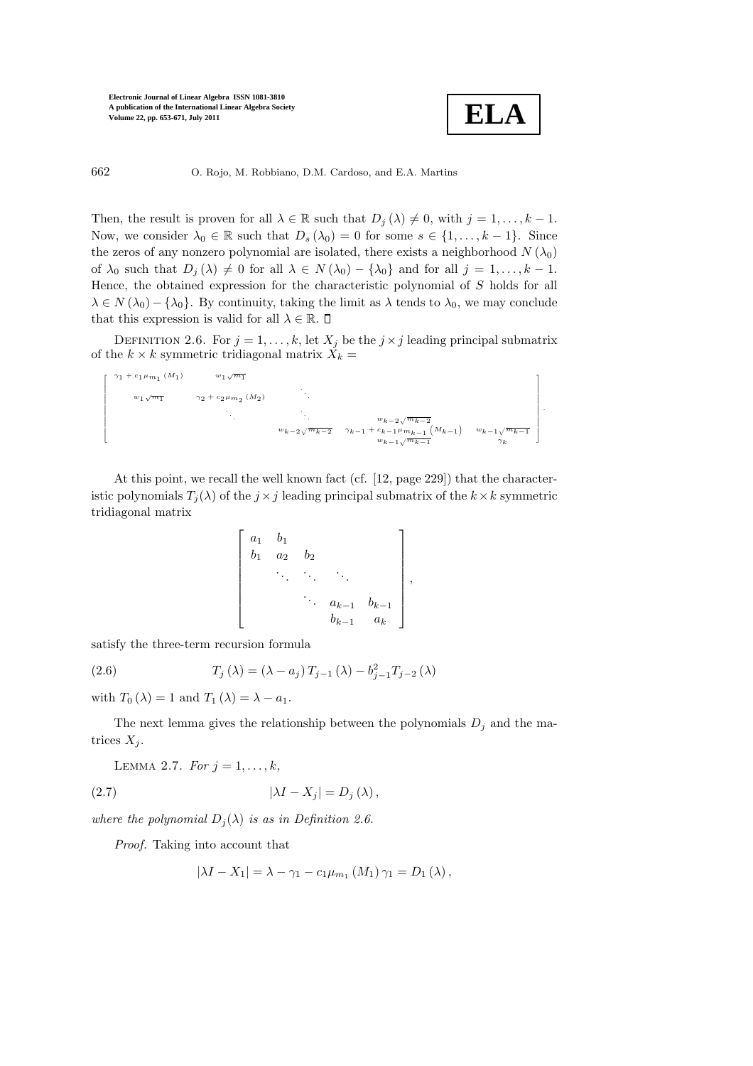Then, the result is proven for all $\lambda \in \mathbb{R}$ such that $D_j(\lambda) \neq 0$, with $j = 1, \ldots, k-1$. Now, we consider $\lambda_0 \in \mathbb{R}$ such that $D_s(\lambda_0) = 0$ for some $s \in \{1, \ldots, k-1\}$. Since the zeros of any nonzero polynomial are isolated, there exists a neighborhood $N(\lambda_0)$ of $\lambda_0$ such that $D_j(\lambda) \neq 0$ for all $\lambda \in N(\lambda_0) - \{\lambda_0\}$ and for all $j = 1, \ldots, k-1$. Hence, the obtained expression for the characteristic polynomial of $S$ holds for all $\lambda \in N(\lambda_0) - \{\lambda_0\}$. By continuity, taking the limit as $\lambda$ tends to $\lambda_0$, we may conclude that this expression is valid for all $\lambda \in \mathbb{R}$. ◻

DEFINITION 2.6. For $j = 1, \ldots, k$, let $X_j$ be the $j \times j$ leading principal submatrix of the $k \times k$ symmetric tridiagonal matrix $X_k =$

$$\begin{bmatrix} \gamma_1 + c_1\mu_{m_1}(M_1) & w_1\sqrt{m_1} & & & \\ w_1\sqrt{m_1} & \gamma_2 + c_2\mu_{m_2}(M_2) & \ddots & & \\ & \ddots & \ddots & w_{k-2}\sqrt{m_{k-2}} & \\ & & w_{k-2}\sqrt{m_{k-2}} & \gamma_{k-1} + c_{k-1}\mu_{m_{k-1}}(M_{k-1}) & w_{k-1}\sqrt{m_{k-1}} \\ & & & w_{k-1}\sqrt{m_{k-1}} & \gamma_k \end{bmatrix}.$$

At this point, we recall the well known fact (cf. [12, page 229]) that the characteristic polynomials $T_j(\lambda)$ of the $j \times j$ leading principal submatrix of the $k \times k$ symmetric tridiagonal matrix

$$\begin{bmatrix} a_1 & b_1 & & & \\ b_1 & a_2 & b_2 & & \\ & \ddots & \ddots & \ddots & \\ & & \ddots & a_{k-1} & b_{k-1} \\ & & & b_{k-1} & a_k \end{bmatrix},$$

satisfy the three-term recursion formula

$$T_j(\lambda) = (\lambda - a_j)\, T_{j-1}(\lambda) - b_{j-1}^2 T_{j-2}(\lambda) \tag{2.6}$$

with $T_0(\lambda) = 1$ and $T_1(\lambda) = \lambda - a_1$.

The next lemma gives the relationship between the polynomials $D_j$ and the matrices $X_j$.

LEMMA 2.7. *For* $j = 1, \ldots, k$,

$$|\lambda I - X_j| = D_j(\lambda), \tag{2.7}$$

*where the polynomial* $D_j(\lambda)$ *is as in Definition 2.6.*

*Proof.* Taking into account that

$$|\lambda I - X_1| = \lambda - \gamma_1 - c_1\mu_{m_1}(M_1)\,\gamma_1 = D_1(\lambda),$$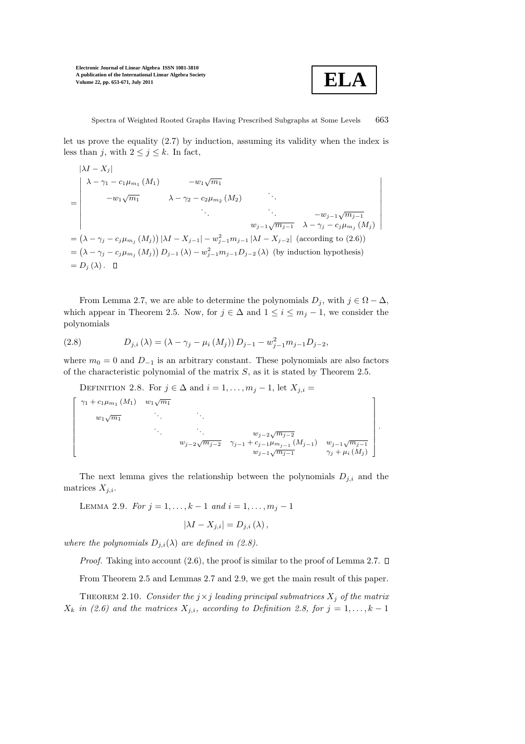let us prove the equality (2.7) by induction, assuming its validity when the index is less than $j$, with $2 \leq j \leq k$. In fact,

$$
\begin{aligned}
&|\lambda I - X_j| \\
&= \begin{vmatrix}
\lambda - \gamma_1 - c_1\mu_{m_1}(M_1) & -w_1\sqrt{m_1} & & \\
-w_1\sqrt{m_1} & \lambda - \gamma_2 - c_2\mu_{m_2}(M_2) & \ddots & \\
& \ddots & \ddots & -w_{j-1}\sqrt{m_{j-1}} \\
& & w_{j-1}\sqrt{m_{j-1}} & \lambda - \gamma_j - c_j\mu_{m_j}(M_j)
\end{vmatrix} \\
&= \left(\lambda - \gamma_j - c_j\mu_{m_j}(M_j)\right)|\lambda I - X_{j-1}| - w_{j-1}^2 m_{j-1}|\lambda I - X_{j-2}| \text{ (according to (2.6))} \\
&= \left(\lambda - \gamma_j - c_j\mu_{m_j}(M_j)\right)D_{j-1}(\lambda) - w_{j-1}^2 m_{j-1}D_{j-2}(\lambda) \text{ (by induction hypothesis)} \\
&= D_j(\lambda). \quad \square
\end{aligned}
$$

From Lemma 2.7, we are able to determine the polynomials $D_j$, with $j \in \Omega - \Delta$, which appear in Theorem 2.5. Now, for $j \in \Delta$ and $1 \leq i \leq m_j - 1$, we consider the polynomials

$$
D_{j,i}(\lambda) = (\lambda - \gamma_j - \mu_i(M_j))D_{j-1} - w_{j-1}^2 m_{j-1}D_{j-2}, \tag{2.8}
$$

where $m_0 = 0$ and $D_{-1}$ is an arbitrary constant. These polynomials are also factors of the characteristic polynomial of the matrix $S$, as it is stated by Theorem 2.5.

Definition 2.8. For $j \in \Delta$ and $i = 1, \ldots, m_j - 1$, let $X_{j,i} =$

$$
\begin{bmatrix}
\gamma_1 + c_1\mu_{m_1}(M_1) & w_1\sqrt{m_1} & & & \\
w_1\sqrt{m_1} & \ddots & \ddots & & \\
& \ddots & \ddots & w_{j-2}\sqrt{m_{j-2}} & \\
& & w_{j-2}\sqrt{m_{j-2}} & \gamma_{j-1} + c_{j-1}\mu_{m_{j-1}}(M_{j-1}) & w_{j-1}\sqrt{m_{j-1}} \\
& & & w_{j-1}\sqrt{m_{j-1}} & \gamma_j + \mu_i(M_j)
\end{bmatrix}.
$$

The next lemma gives the relationship between the polynomials $D_{j,i}$ and the matrices $X_{j,i}$.

Lemma 2.9. *For $j = 1, \ldots, k-1$ and $i = 1, \ldots, m_j - 1$*

$$
|\lambda I - X_{j,i}| = D_{j,i}(\lambda),
$$

*where the polynomials $D_{j,i}(\lambda)$ are defined in (2.8).*

*Proof.* Taking into account (2.6), the proof is similar to the proof of Lemma 2.7. $\square$

From Theorem 2.5 and Lemmas 2.7 and 2.9, we get the main result of this paper.

Theorem 2.10. *Consider the $j \times j$ leading principal submatrices $X_j$ of the matrix $X_k$ in (2.6) and the matrices $X_{j,i}$, according to Definition 2.8, for $j = 1, \ldots, k-1$*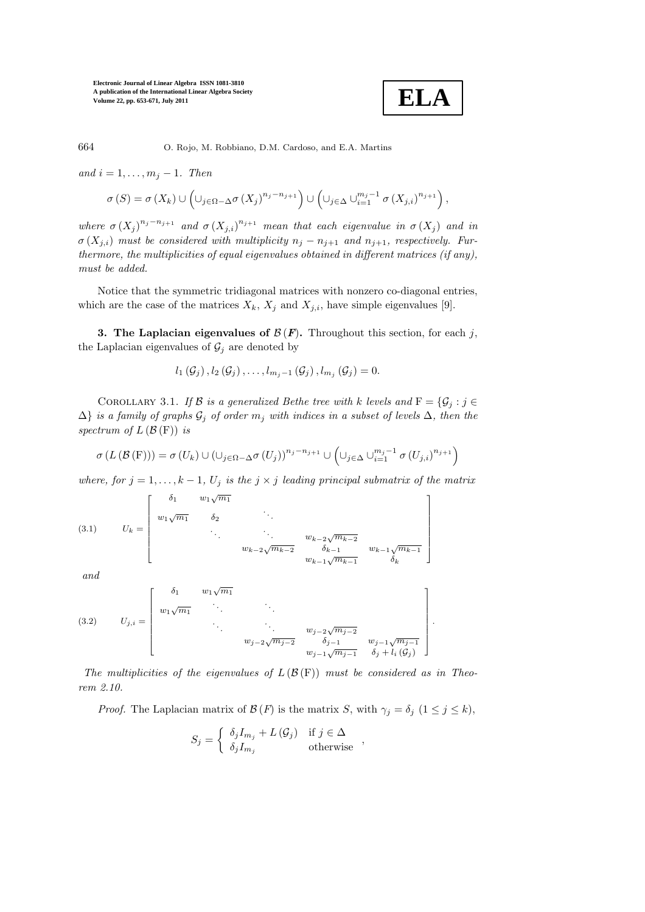and $i = 1, \ldots, m_j - 1$. *Then*

$$\sigma(S) = \sigma(X_k) \cup \left(\cup_{j\in\Omega-\Delta}\sigma(X_j)^{n_j - n_{j+1}}\right) \cup \left(\cup_{j\in\Delta} \cup_{i=1}^{m_j-1} \sigma(X_{j,i})^{n_{j+1}}\right),$$

*where* $\sigma(X_j)^{n_j-n_{j+1}}$ *and* $\sigma(X_{j,i})^{n_{j+1}}$ *mean that each eigenvalue in* $\sigma(X_j)$ *and in* $\sigma(X_{j,i})$ *must be considered with multiplicity* $n_j - n_{j+1}$ *and* $n_{j+1}$*, respectively. Furthermore, the multiplicities of equal eigenvalues obtained in different matrices (if any), must be added.*

Notice that the symmetric tridiagonal matrices with nonzero co-diagonal entries, which are the case of the matrices $X_k$, $X_j$ and $X_{j,i}$, have simple eigenvalues [9].

**3. The Laplacian eigenvalues of $\mathcal{B}(F)$.** Throughout this section, for each $j$, the Laplacian eigenvalues of $\mathcal{G}_j$ are denoted by

$$l_1(\mathcal{G}_j), l_2(\mathcal{G}_j), \ldots, l_{m_j-1}(\mathcal{G}_j), l_{m_j}(\mathcal{G}_j) = 0.$$

Corollary 3.1. *If $\mathcal{B}$ is a generalized Bethe tree with $k$ levels and $\mathrm{F} = \{\mathcal{G}_j : j \in \Delta\}$ is a family of graphs $\mathcal{G}_j$ of order $m_j$ with indices in a subset of levels $\Delta$, then the spectrum of $L(\mathcal{B}(\mathrm{F}))$ is*

$$\sigma(L(\mathcal{B}(\mathrm{F}))) = \sigma(U_k) \cup (\cup_{j\in\Omega-\Delta}\sigma(U_j))^{n_j-n_{j+1}} \cup \left(\cup_{j\in\Delta} \cup_{i=1}^{m_j-1} \sigma(U_{j,i})^{n_{j+1}}\right)$$

*where, for $j = 1, \ldots, k-1$, $U_j$ is the $j \times j$ leading principal submatrix of the matrix*

$$U_k = \begin{bmatrix} \delta_1 & w_1\sqrt{m_1} & & & \\ w_1\sqrt{m_1} & \delta_2 & \ddots & & \\ & \ddots & \ddots & w_{k-2}\sqrt{m_{k-2}} & \\ & & w_{k-2}\sqrt{m_{k-2}} & \delta_{k-1} & w_{k-1}\sqrt{m_{k-1}} \\ & & & w_{k-1}\sqrt{m_{k-1}} & \delta_k \end{bmatrix} \tag{3.1}$$

*and*

$$U_{j,i} = \begin{bmatrix} \delta_1 & w_1\sqrt{m_1} & & & \\ w_1\sqrt{m_1} & \ddots & \ddots & & \\ & \ddots & \ddots & w_{j-2}\sqrt{m_{j-2}} & \\ & & w_{j-2}\sqrt{m_{j-2}} & \delta_{j-1} & w_{j-1}\sqrt{m_{j-1}} \\ & & & w_{j-1}\sqrt{m_{j-1}} & \delta_j + l_i(\mathcal{G}_j) \end{bmatrix}. \tag{3.2}$$

*The multiplicities of the eigenvalues of $L(\mathcal{B}(\mathrm{F}))$ must be considered as in Theorem 2.10.*

*Proof.* The Laplacian matrix of $\mathcal{B}(F)$ is the matrix $S$, with $\gamma_j = \delta_j$ $(1 \le j \le k)$,

$$S_j = \begin{cases} \delta_j I_{m_j} + L(\mathcal{G}_j) & \text{if } j \in \Delta \\ \delta_j I_{m_j} & \text{otherwise} \end{cases},$$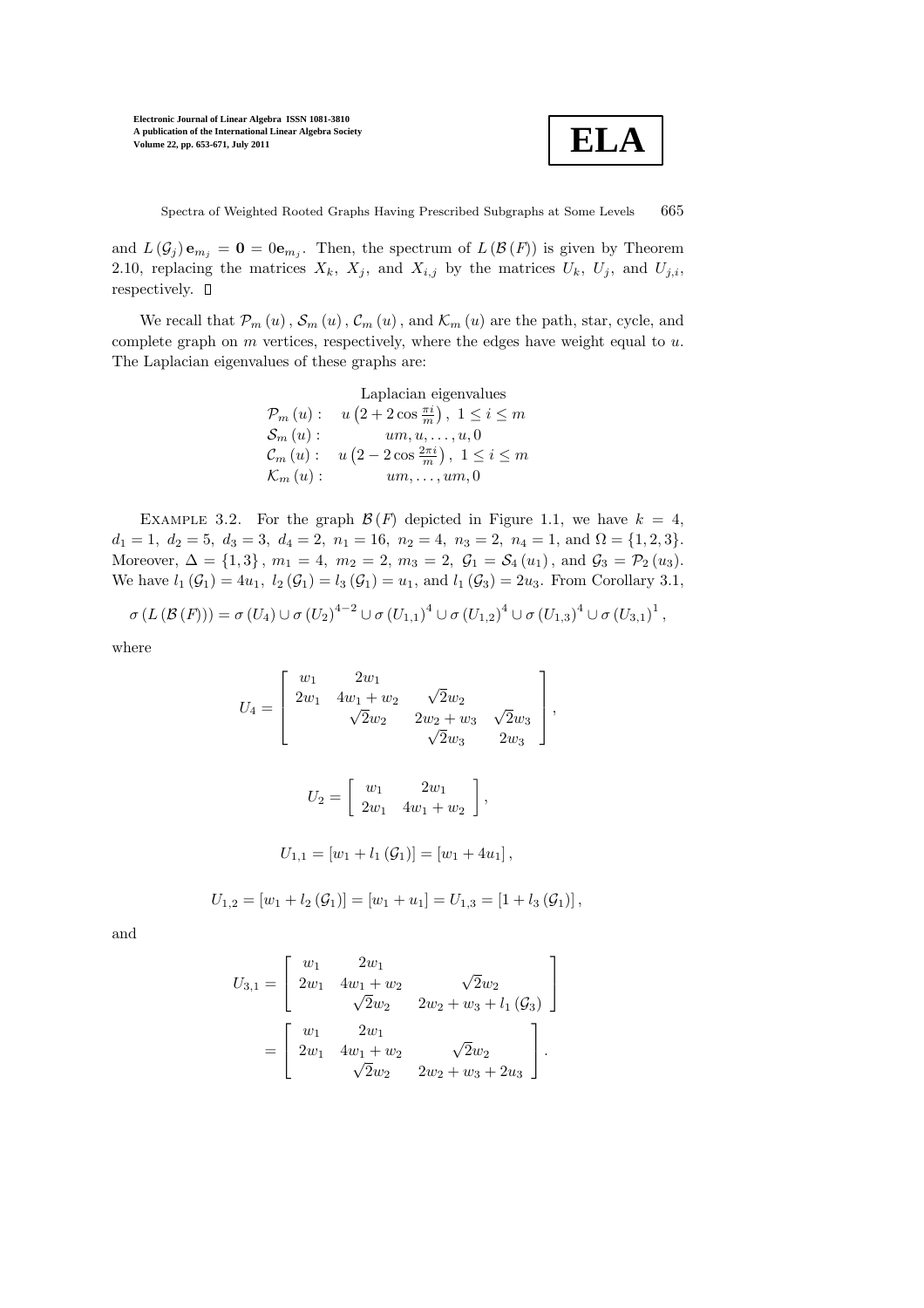and $L(\mathcal{G}_j)\mathbf{e}_{m_j} = \mathbf{0} = 0\mathbf{e}_{m_j}$. Then, the spectrum of $L(\mathcal{B}(F))$ is given by Theorem 2.10, replacing the matrices $X_k$, $X_j$, and $X_{i,j}$ by the matrices $U_k$, $U_j$, and $U_{j,i}$, respectively. $\square$

We recall that $\mathcal{P}_m(u)$, $\mathcal{S}_m(u)$, $\mathcal{C}_m(u)$, and $\mathcal{K}_m(u)$ are the path, star, cycle, and complete graph on $m$ vertices, respectively, where the edges have weight equal to $u$. The Laplacian eigenvalues of these graphs are:

| | Laplacian eigenvalues |
|---|---|
| $\mathcal{P}_m(u)$ : | $u\left(2+2\cos\frac{\pi i}{m}\right),\ 1 \le i \le m$ |
| $\mathcal{S}_m(u)$ : | $um, u, \dots, u, 0$ |
| $\mathcal{C}_m(u)$ : | $u\left(2-2\cos\frac{2\pi i}{m}\right),\ 1 \le i \le m$ |
| $\mathcal{K}_m(u)$ : | $um, \dots, um, 0$ |

EXAMPLE 3.2. For the graph $\mathcal{B}(F)$ depicted in Figure 1.1, we have $k = 4$, $d_1 = 1,\ d_2 = 5,\ d_3 = 3,\ d_4 = 2,\ n_1 = 16,\ n_2 = 4,\ n_3 = 2,\ n_4 = 1$, and $\Omega = \{1, 2, 3\}$. Moreover, $\Delta = \{1, 3\}$, $m_1 = 4,\ m_2 = 2,\ m_3 = 2,\ \mathcal{G}_1 = \mathcal{S}_4(u_1)$, and $\mathcal{G}_3 = \mathcal{P}_2(u_3)$. We have $l_1(\mathcal{G}_1) = 4u_1,\ l_2(\mathcal{G}_1) = l_3(\mathcal{G}_1) = u_1$, and $l_1(\mathcal{G}_3) = 2u_3$. From Corollary 3.1,

$$\sigma\left(L\left(\mathcal{B}\left(F\right)\right)\right) = \sigma\left(U_4\right) \cup \sigma\left(U_2\right)^{4-2} \cup \sigma\left(U_{1,1}\right)^4 \cup \sigma\left(U_{1,2}\right)^4 \cup \sigma\left(U_{1,3}\right)^4 \cup \sigma\left(U_{3,1}\right)^1,$$

where

$$U_4 = \begin{bmatrix} w_1 & 2w_1 & & \\ 2w_1 & 4w_1 + w_2 & \sqrt{2}w_2 & \\ & \sqrt{2}w_2 & 2w_2 + w_3 & \sqrt{2}w_3 \\ & & \sqrt{2}w_3 & 2w_3 \end{bmatrix},$$

$$U_2 = \begin{bmatrix} w_1 & 2w_1 \\ 2w_1 & 4w_1 + w_2 \end{bmatrix},$$

$$U_{1,1} = \left[w_1 + l_1\left(\mathcal{G}_1\right)\right] = \left[w_1 + 4u_1\right],$$

$$U_{1,2} = \left[w_1 + l_2\left(\mathcal{G}_1\right)\right] = \left[w_1 + u_1\right] = U_{1,3} = \left[1 + l_3\left(\mathcal{G}_1\right)\right],$$

and

$$U_{3,1} = \begin{bmatrix} w_1 & 2w_1 & \\ 2w_1 & 4w_1 + w_2 & \sqrt{2}w_2 \\ & \sqrt{2}w_2 & 2w_2 + w_3 + l_1\left(\mathcal{G}_3\right) \end{bmatrix} = \begin{bmatrix} w_1 & 2w_1 & \\ 2w_1 & 4w_1 + w_2 & \sqrt{2}w_2 \\ & \sqrt{2}w_2 & 2w_2 + w_3 + 2u_3 \end{bmatrix}.$$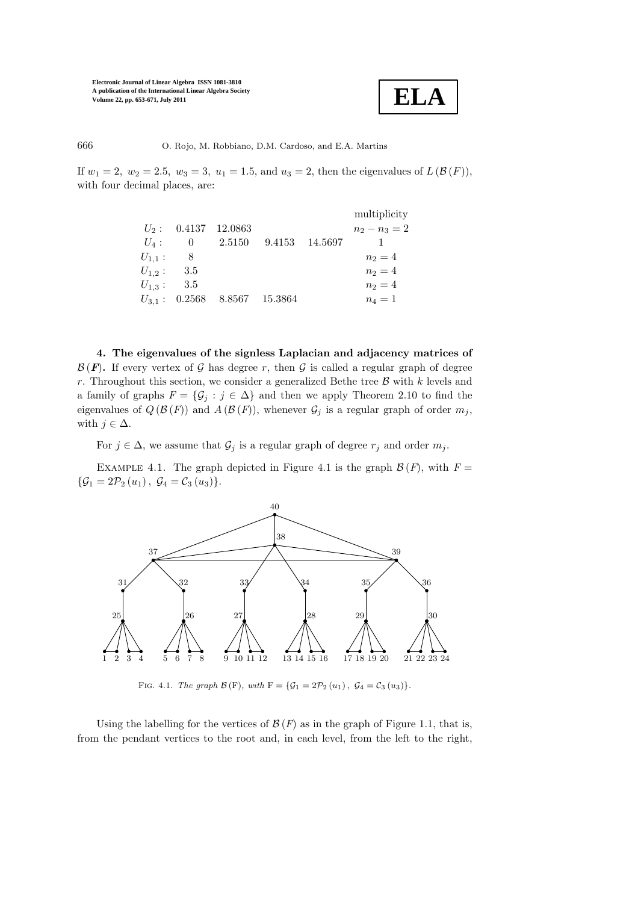If $w_1 = 2,\ w_2 = 2.5,\ w_3 = 3,\ u_1 = 1.5$, and $u_3 = 2$, then the eigenvalues of $L(\mathcal{B}(F))$, with four decimal places, are:

| | | | | | multiplicity |
|---|---|---|---|---|---|
| $U_2$ : | 0.4137 | 12.0863 | | | $n_2 - n_3 = 2$ |
| $U_4$ : | 0 | 2.5150 | 9.4153 | 14.5697 | 1 |
| $U_{1,1}$ : | 8 | | | | $n_2 = 4$ |
| $U_{1,2}$ : | 3.5 | | | | $n_2 = 4$ |
| $U_{1,3}$ : | 3.5 | | | | $n_2 = 4$ |
| $U_{3,1}$ : | 0.2568 | 8.8567 | 15.3864 | | $n_4 = 1$ |

**4. The eigenvalues of the signless Laplacian and adjacency matrices of $\mathcal{B}(F)$.** If every vertex of $\mathcal{G}$ has degree $r$, then $\mathcal{G}$ is called a regular graph of degree $r$. Throughout this section, we consider a generalized Bethe tree $\mathcal{B}$ with $k$ levels and a family of graphs $F = \{\mathcal{G}_j : j \in \Delta\}$ and then we apply Theorem 2.10 to find the eigenvalues of $Q(\mathcal{B}(F))$ and $A(\mathcal{B}(F))$, whenever $\mathcal{G}_j$ is a regular graph of order $m_j$, with $j \in \Delta$.

For $j \in \Delta$, we assume that $\mathcal{G}_j$ is a regular graph of degree $r_j$ and order $m_j$.

EXAMPLE 4.1. The graph depicted in Figure 4.1 is the graph $\mathcal{B}(F)$, with $F = \{\mathcal{G}_1 = 2\mathcal{P}_2(u_1),\ \mathcal{G}_4 = \mathcal{C}_3(u_3)\}$.

FIG. 4.1. *The graph* $\mathcal{B}(\mathrm{F})$*, with* $\mathrm{F} = \{\mathcal{G}_1 = 2\mathcal{P}_2(u_1),\ \mathcal{G}_4 = \mathcal{C}_3(u_3)\}$.

Using the labelling for the vertices of $\mathcal{B}(F)$ as in the graph of Figure 1.1, that is, from the pendant vertices to the root and, in each level, from the left to the right,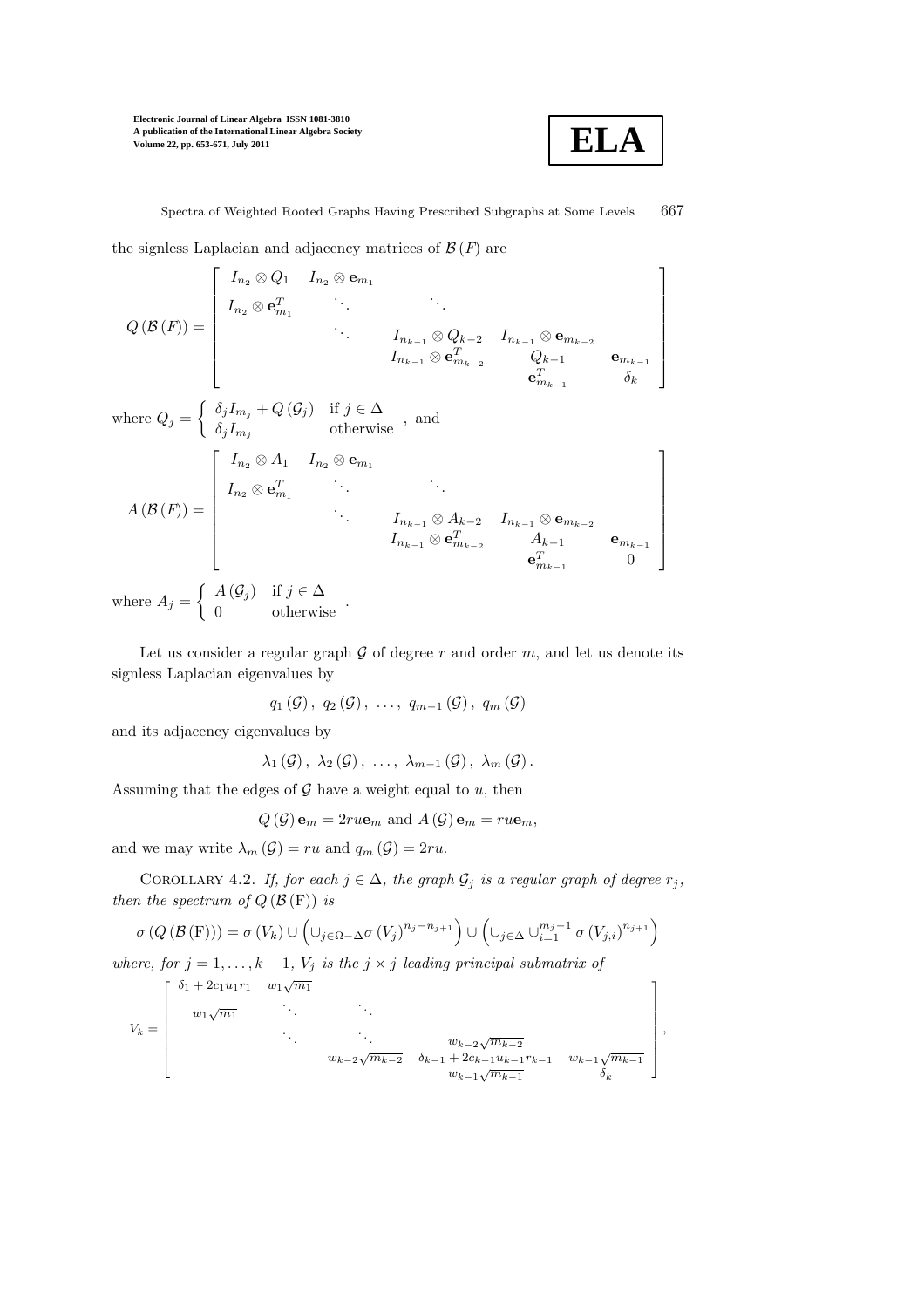the signless Laplacian and adjacency matrices of $\mathcal{B}(F)$ are

$$Q(\mathcal{B}(F)) = \begin{bmatrix} I_{n_2} \otimes Q_1 & I_{n_2} \otimes \mathbf{e}_{m_1} & & & & \\ I_{n_2} \otimes \mathbf{e}_{m_1}^T & \ddots & \ddots & & & \\ & \ddots & I_{n_{k-1}} \otimes Q_{k-2} & I_{n_{k-1}} \otimes \mathbf{e}_{m_{k-2}} & \\ & & I_{n_{k-1}} \otimes \mathbf{e}_{m_{k-2}}^T & Q_{k-1} & \mathbf{e}_{m_{k-1}} \\ & & & \mathbf{e}_{m_{k-1}}^T & \delta_k \end{bmatrix}$$

where $Q_j = \begin{cases} \delta_j I_{m_j} + Q(\mathcal{G}_j) & \text{if } j \in \Delta \\ \delta_j I_{m_j} & \text{otherwise} \end{cases}$, and

$$A(\mathcal{B}(F)) = \begin{bmatrix} I_{n_2} \otimes A_1 & I_{n_2} \otimes \mathbf{e}_{m_1} & & & & \\ I_{n_2} \otimes \mathbf{e}_{m_1}^T & \ddots & \ddots & & & \\ & \ddots & I_{n_{k-1}} \otimes A_{k-2} & I_{n_{k-1}} \otimes \mathbf{e}_{m_{k-2}} & \\ & & I_{n_{k-1}} \otimes \mathbf{e}_{m_{k-2}}^T & A_{k-1} & \mathbf{e}_{m_{k-1}} \\ & & & \mathbf{e}_{m_{k-1}}^T & 0 \end{bmatrix}$$

where $A_j = \begin{cases} A(\mathcal{G}_j) & \text{if } j \in \Delta \\ 0 & \text{otherwise} \end{cases}$.

Let us consider a regular graph $\mathcal{G}$ of degree $r$ and order $m$, and let us denote its signless Laplacian eigenvalues by

$$q_1(\mathcal{G}),\ q_2(\mathcal{G}),\ \ldots,\ q_{m-1}(\mathcal{G}),\ q_m(\mathcal{G})$$

and its adjacency eigenvalues by

$$\lambda_1(\mathcal{G}),\ \lambda_2(\mathcal{G}),\ \ldots,\ \lambda_{m-1}(\mathcal{G}),\ \lambda_m(\mathcal{G}).$$

Assuming that the edges of $\mathcal{G}$ have a weight equal to $u$, then

$$Q(\mathcal{G})\mathbf{e}_m = 2ru\mathbf{e}_m \text{ and } A(\mathcal{G})\mathbf{e}_m = ru\mathbf{e}_m,$$

and we may write $\lambda_m(\mathcal{G}) = ru$ and $q_m(\mathcal{G}) = 2ru$.

Corollary 4.2. *If, for each $j \in \Delta$, the graph $\mathcal{G}_j$ is a regular graph of degree $r_j$, then the spectrum of $Q(\mathcal{B}(\mathrm{F}))$ is*

$$\sigma(Q(\mathcal{B}(\mathrm{F}))) = \sigma(V_k) \cup \left(\cup_{j \in \Omega - \Delta} \sigma(V_j)^{n_j - n_{j+1}}\right) \cup \left(\cup_{j \in \Delta} \cup_{i=1}^{m_j - 1} \sigma(V_{j,i})^{n_{j+1}}\right)$$

*where, for $j = 1, \ldots, k-1$, $V_j$ is the $j \times j$ leading principal submatrix of*

$$V_k = \begin{bmatrix} \delta_1 + 2c_1u_1r_1 & w_1\sqrt{m_1} & & & \\ w_1\sqrt{m_1} & \ddots & \ddots & & \\ & \ddots & \ddots & w_{k-2}\sqrt{m_{k-2}} & \\ & & w_{k-2}\sqrt{m_{k-2}} & \delta_{k-1} + 2c_{k-1}u_{k-1}r_{k-1} & w_{k-1}\sqrt{m_{k-1}} \\ & & & w_{k-1}\sqrt{m_{k-1}} & \delta_k \end{bmatrix},$$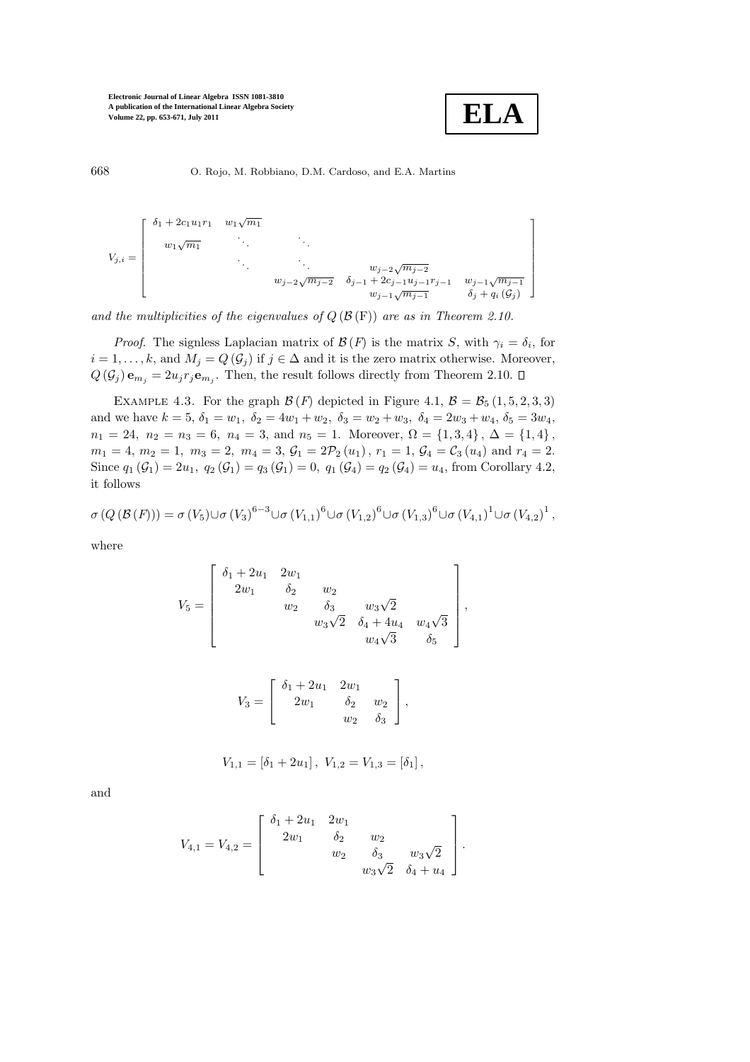$$V_{j,i} = \begin{bmatrix} \delta_1 + 2c_1u_1r_1 & w_1\sqrt{m_1} & & & \\ w_1\sqrt{m_1} & \ddots & \ddots & & \\ & \ddots & \ddots & w_{j-2}\sqrt{m_{j-2}} & \\ & & w_{j-2}\sqrt{m_{j-2}} & \delta_{j-1} + 2c_{j-1}u_{j-1}r_{j-1} & w_{j-1}\sqrt{m_{j-1}} \\ & & & w_{j-1}\sqrt{m_{j-1}} & \delta_j + q_i(\mathcal{G}_j) \end{bmatrix}$$

*and the multiplicities of the eigenvalues of $Q(\mathcal{B}(\mathrm{F}))$ are as in Theorem 2.10.*

*Proof.* The signless Laplacian matrix of $\mathcal{B}(F)$ is the matrix $S$, with $\gamma_i = \delta_i$, for $i = 1, \ldots, k$, and $M_j = Q(\mathcal{G}_j)$ if $j \in \Delta$ and it is the zero matrix otherwise. Moreover, $Q(\mathcal{G}_j)\,\mathbf{e}_{m_j} = 2u_j r_j \mathbf{e}_{m_j}$. Then, the result follows directly from Theorem 2.10. ◻

Example 4.3. For the graph $\mathcal{B}(F)$ depicted in Figure 4.1, $\mathcal{B} = \mathcal{B}_5(1,5,2,3,3)$ and we have $k = 5$, $\delta_1 = w_1$, $\delta_2 = 4w_1 + w_2$, $\delta_3 = w_2 + w_3$, $\delta_4 = 2w_3 + w_4$, $\delta_5 = 3w_4$, $n_1 = 24$, $n_2 = n_3 = 6$, $n_4 = 3$, and $n_5 = 1$. Moreover, $\Omega = \{1,3,4\}$, $\Delta = \{1,4\}$, $m_1 = 4$, $m_2 = 1$, $m_3 = 2$, $m_4 = 3$, $\mathcal{G}_1 = 2\mathcal{P}_2(u_1)$, $r_1 = 1$, $\mathcal{G}_4 = \mathcal{C}_3(u_4)$ and $r_4 = 2$. Since $q_1(\mathcal{G}_1) = 2u_1$, $q_2(\mathcal{G}_1) = q_3(\mathcal{G}_1) = 0$, $q_1(\mathcal{G}_4) = q_2(\mathcal{G}_4) = u_4$, from Corollary 4.2, it follows

$$\sigma(Q(\mathcal{B}(F))) = \sigma(V_5) \cup \sigma(V_3)^{6-3} \cup \sigma(V_{1,1})^6 \cup \sigma(V_{1,2})^6 \cup \sigma(V_{1,3})^6 \cup \sigma(V_{4,1})^1 \cup \sigma(V_{4,2})^1,$$

where

$$V_5 = \begin{bmatrix} \delta_1 + 2u_1 & 2w_1 & & & \\ 2w_1 & \delta_2 & w_2 & & \\ & w_2 & \delta_3 & w_3\sqrt{2} & \\ & & w_3\sqrt{2} & \delta_4 + 4u_4 & w_4\sqrt{3} \\ & & & w_4\sqrt{3} & \delta_5 \end{bmatrix},$$

$$V_3 = \begin{bmatrix} \delta_1 + 2u_1 & 2w_1 & \\ 2w_1 & \delta_2 & w_2 \\ & w_2 & \delta_3 \end{bmatrix},$$

$$V_{1,1} = [\delta_1 + 2u_1],\ V_{1,2} = V_{1,3} = [\delta_1],$$

and

$$V_{4,1} = V_{4,2} = \begin{bmatrix} \delta_1 + 2u_1 & 2w_1 & & \\ 2w_1 & \delta_2 & w_2 & \\ & w_2 & \delta_3 & w_3\sqrt{2} \\ & & w_3\sqrt{2} & \delta_4 + u_4 \end{bmatrix}.$$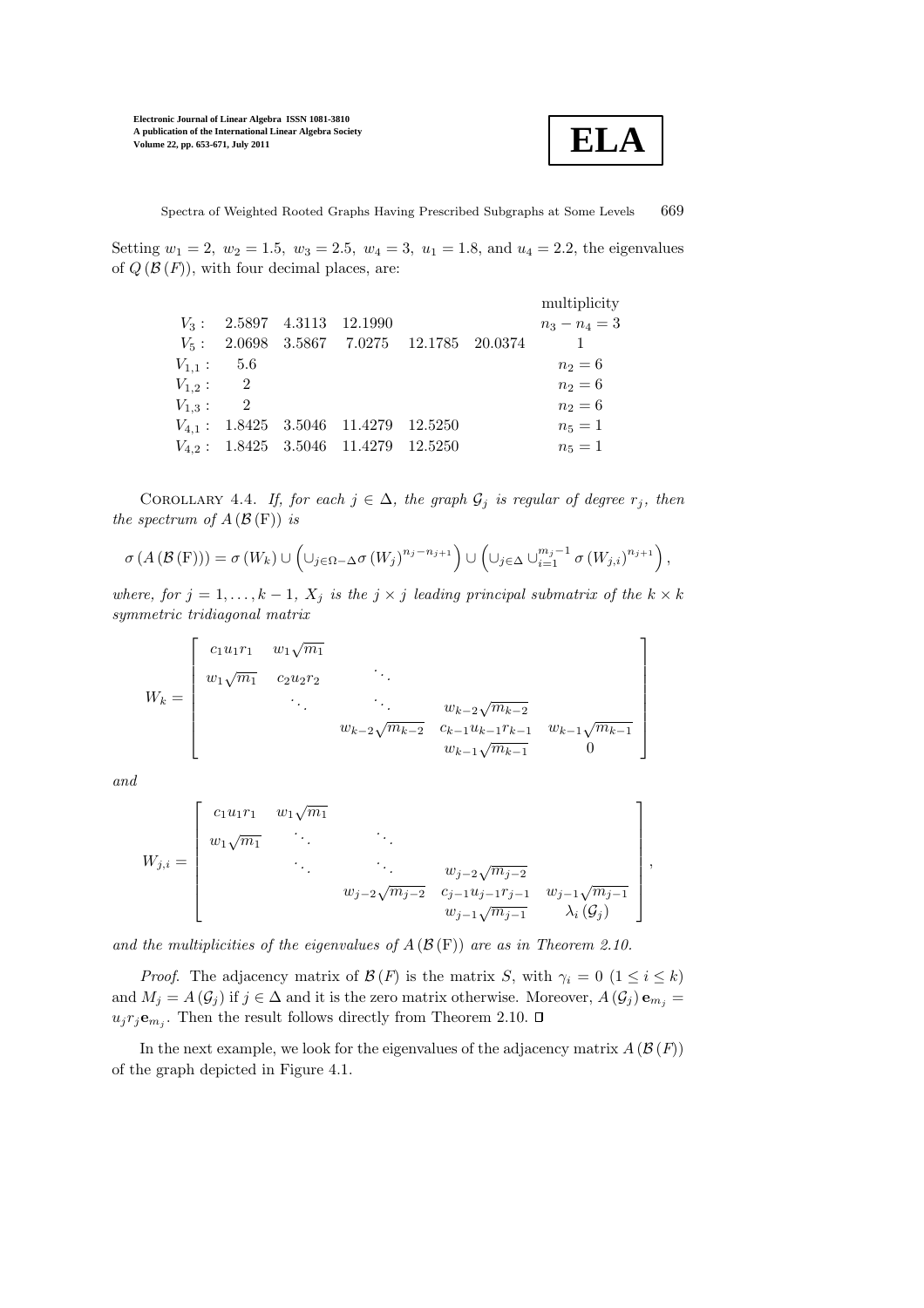Setting $w_1 = 2,\ w_2 = 1.5,\ w_3 = 2.5,\ w_4 = 3,\ u_1 = 1.8$, and $u_4 = 2.2$, the eigenvalues of $Q(\mathcal{B}(F))$, with four decimal places, are:

| | | | | | | multiplicity |
|---|---|---|---|---|---|---|
| $V_3$: | 2.5897 | 4.3113 | 12.1990 | | | $n_3 - n_4 = 3$ |
| $V_5$: | 2.0698 | 3.5867 | 7.0275 | 12.1785 | 20.0374 | 1 |
| $V_{1,1}$: | 5.6 | | | | | $n_2 = 6$ |
| $V_{1,2}$: | 2 | | | | | $n_2 = 6$ |
| $V_{1,3}$: | 2 | | | | | $n_2 = 6$ |
| $V_{4,1}$: | 1.8425 | 3.5046 | 11.4279 | 12.5250 | | $n_5 = 1$ |
| $V_{4,2}$: | 1.8425 | 3.5046 | 11.4279 | 12.5250 | | $n_5 = 1$ |

Corollary 4.4. *If, for each $j \in \Delta$, the graph $\mathcal{G}_j$ is regular of degree $r_j$, then the spectrum of $A(\mathcal{B}(\mathrm{F}))$ is*

$$\sigma(A(\mathcal{B}(\mathrm{F}))) = \sigma(W_k) \cup \left(\cup_{j\in\Omega-\Delta}\sigma(W_j)^{n_j-n_{j+1}}\right) \cup \left(\cup_{j\in\Delta}\cup_{i=1}^{m_j-1}\sigma(W_{j,i})^{n_{j+1}}\right),$$

*where, for $j = 1, \ldots, k-1$, $X_j$ is the $j \times j$ leading principal submatrix of the $k \times k$ symmetric tridiagonal matrix*

$$W_k = \begin{bmatrix} c_1u_1r_1 & w_1\sqrt{m_1} & & & \\ w_1\sqrt{m_1} & c_2u_2r_2 & \ddots & & \\ & \ddots & \ddots & w_{k-2}\sqrt{m_{k-2}} & \\ & & w_{k-2}\sqrt{m_{k-2}} & c_{k-1}u_{k-1}r_{k-1} & w_{k-1}\sqrt{m_{k-1}} \\ & & & w_{k-1}\sqrt{m_{k-1}} & 0 \end{bmatrix}$$

*and*

$$W_{j,i} = \begin{bmatrix} c_1u_1r_1 & w_1\sqrt{m_1} & & & \\ w_1\sqrt{m_1} & \ddots & \ddots & & \\ & \ddots & \ddots & w_{j-2}\sqrt{m_{j-2}} & \\ & & w_{j-2}\sqrt{m_{j-2}} & c_{j-1}u_{j-1}r_{j-1} & w_{j-1}\sqrt{m_{j-1}} \\ & & & w_{j-1}\sqrt{m_{j-1}} & \lambda_i(\mathcal{G}_j) \end{bmatrix},$$

*and the multiplicities of the eigenvalues of $A(\mathcal{B}(\mathrm{F}))$ are as in Theorem 2.10.*

*Proof.* The adjacency matrix of $\mathcal{B}(F)$ is the matrix $S$, with $\gamma_i = 0$ $(1 \leq i \leq k)$ and $M_j = A(\mathcal{G}_j)$ if $j \in \Delta$ and it is the zero matrix otherwise. Moreover, $A(\mathcal{G}_j)\mathbf{e}_{m_j} = u_jr_j\mathbf{e}_{m_j}$. Then the result follows directly from Theorem 2.10. ◻

In the next example, we look for the eigenvalues of the adjacency matrix $A(\mathcal{B}(F))$ of the graph depicted in Figure 4.1.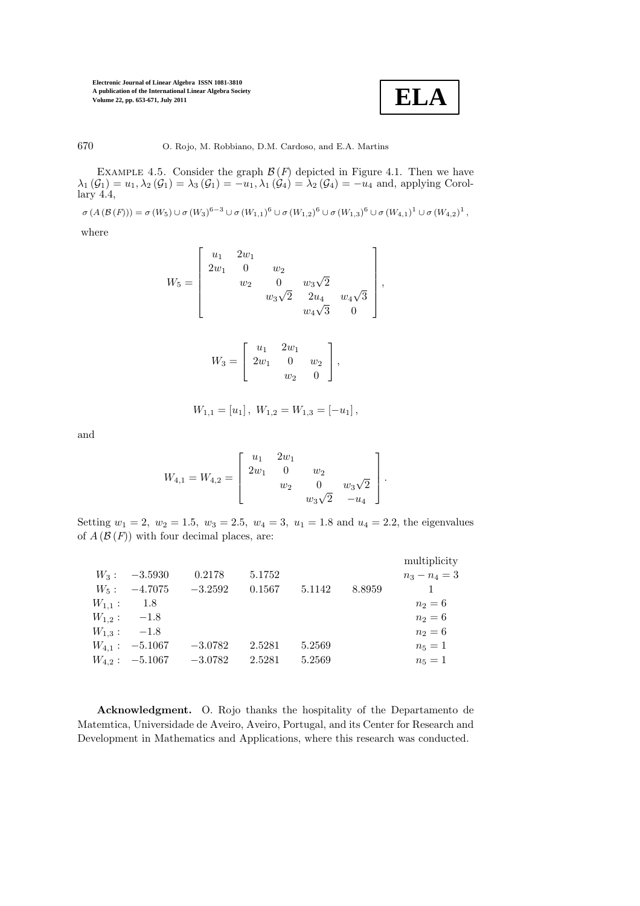EXAMPLE 4.5. Consider the graph $\mathcal{B}(F)$ depicted in Figure 4.1. Then we have $\lambda_1(\mathcal{G}_1) = u_1, \lambda_2(\mathcal{G}_1) = \lambda_3(\mathcal{G}_1) = -u_1, \lambda_1(\mathcal{G}_4) = \lambda_2(\mathcal{G}_4) = -u_4$ and, applying Corollary 4.4,

$$\sigma(A(\mathcal{B}(F))) = \sigma(W_5) \cup \sigma(W_3)^{6-3} \cup \sigma(W_{1,1})^6 \cup \sigma(W_{1,2})^6 \cup \sigma(W_{1,3})^6 \cup \sigma(W_{4,1})^1 \cup \sigma(W_{4,2})^1,$$

where

$$W_5 = \begin{bmatrix} u_1 & 2w_1 & & & \\ 2w_1 & 0 & w_2 & & \\ & w_2 & 0 & w_3\sqrt{2} & \\ & & w_3\sqrt{2} & 2u_4 & w_4\sqrt{3} \\ & & & w_4\sqrt{3} & 0 \end{bmatrix},$$

$$W_3 = \begin{bmatrix} u_1 & 2w_1 & \\ 2w_1 & 0 & w_2 \\ & w_2 & 0 \end{bmatrix},$$

$$W_{1,1} = [u_1], \; W_{1,2} = W_{1,3} = [-u_1],$$

and

$$W_{4,1} = W_{4,2} = \begin{bmatrix} u_1 & 2w_1 & & \\ 2w_1 & 0 & w_2 & \\ & w_2 & 0 & w_3\sqrt{2} \\ & & w_3\sqrt{2} & -u_4 \end{bmatrix}.$$

Setting $w_1 = 2, \; w_2 = 1.5, \; w_3 = 2.5, \; w_4 = 3, \; u_1 = 1.8$ and $u_4 = 2.2$, the eigenvalues of $A(\mathcal{B}(F))$ with four decimal places, are:

| | | | | | | multiplicity |
|---|---|---|---|---|---|---|
| $W_3$: | $-3.5930$ | $0.2178$ | $5.1752$ | | | $n_3 - n_4 = 3$ |
| $W_5$: | $-4.7075$ | $-3.2592$ | $0.1567$ | $5.1142$ | $8.8959$ | $1$ |
| $W_{1,1}$: | $1.8$ | | | | | $n_2 = 6$ |
| $W_{1,2}$: | $-1.8$ | | | | | $n_2 = 6$ |
| $W_{1,3}$: | $-1.8$ | | | | | $n_2 = 6$ |
| $W_{4,1}$: | $-5.1067$ | $-3.0782$ | $2.5281$ | $5.2569$ | | $n_5 = 1$ |
| $W_{4,2}$: | $-5.1067$ | $-3.0782$ | $2.5281$ | $5.2569$ | | $n_5 = 1$ |

**Acknowledgment.** O. Rojo thanks the hospitality of the Departamento de Matemtica, Universidade de Aveiro, Aveiro, Portugal, and its Center for Research and Development in Mathematics and Applications, where this research was conducted.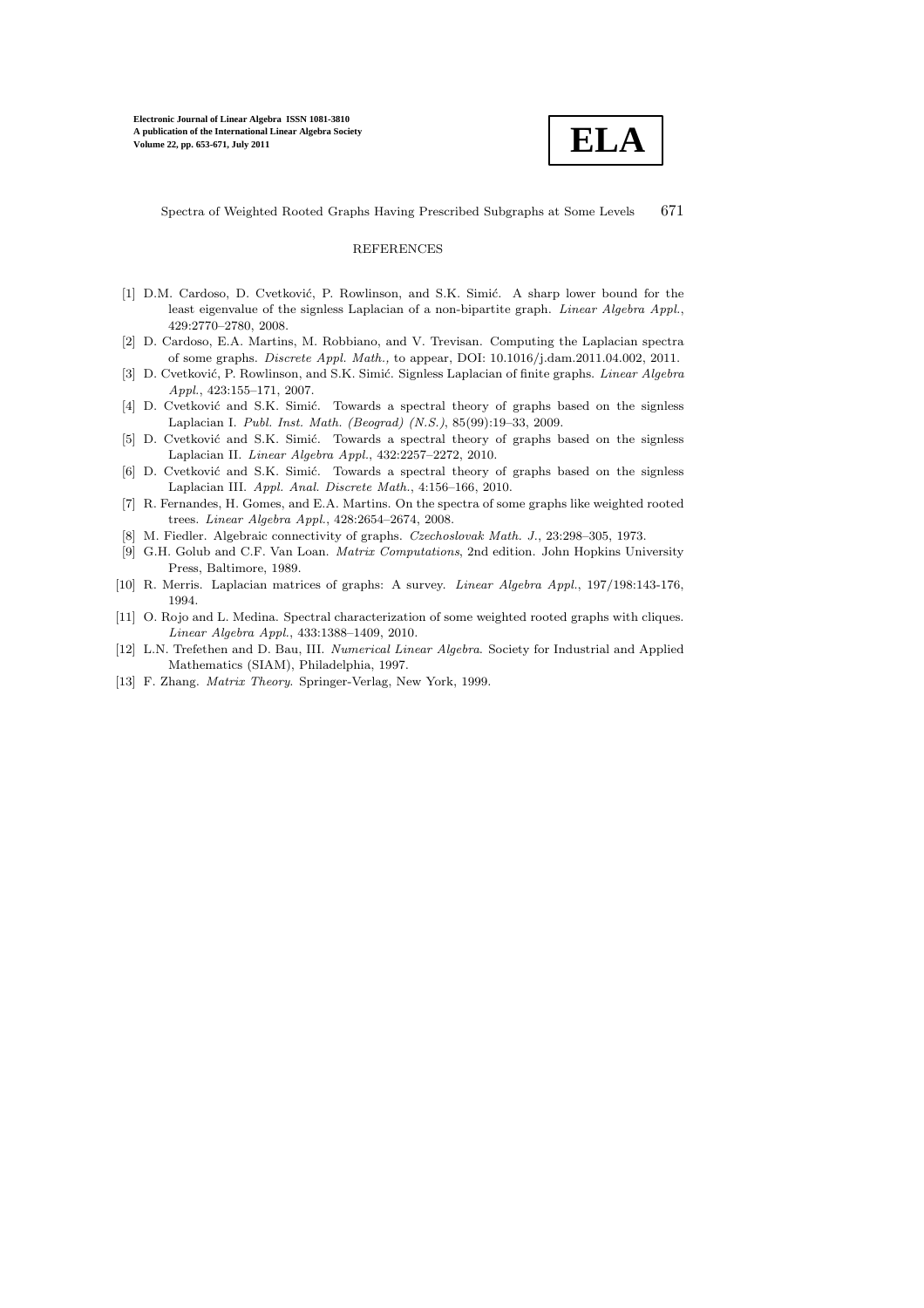## REFERENCES

[1] D.M. Cardoso, D. Cvetković, P. Rowlinson, and S.K. Simić. A sharp lower bound for the least eigenvalue of the signless Laplacian of a non-bipartite graph. *Linear Algebra Appl.*, 429:2770–2780, 2008.

[2] D. Cardoso, E.A. Martins, M. Robbiano, and V. Trevisan. Computing the Laplacian spectra of some graphs. *Discrete Appl. Math.,* to appear, DOI: 10.1016/j.dam.2011.04.002, 2011.

[3] D. Cvetković, P. Rowlinson, and S.K. Simić. Signless Laplacian of finite graphs. *Linear Algebra Appl.*, 423:155–171, 2007.

[4] D. Cvetković and S.K. Simić. Towards a spectral theory of graphs based on the signless Laplacian I. *Publ. Inst. Math. (Beograd) (N.S.)*, 85(99):19–33, 2009.

[5] D. Cvetković and S.K. Simić. Towards a spectral theory of graphs based on the signless Laplacian II. *Linear Algebra Appl.*, 432:2257–2272, 2010.

[6] D. Cvetković and S.K. Simić. Towards a spectral theory of graphs based on the signless Laplacian III. *Appl. Anal. Discrete Math.*, 4:156–166, 2010.

[7] R. Fernandes, H. Gomes, and E.A. Martins. On the spectra of some graphs like weighted rooted trees. *Linear Algebra Appl.*, 428:2654–2674, 2008.

[8] M. Fiedler. Algebraic connectivity of graphs. *Czechoslovak Math. J.*, 23:298–305, 1973.

[9] G.H. Golub and C.F. Van Loan. *Matrix Computations*, 2nd edition. John Hopkins University Press, Baltimore, 1989.

[10] R. Merris. Laplacian matrices of graphs: A survey. *Linear Algebra Appl.*, 197/198:143-176, 1994.

[11] O. Rojo and L. Medina. Spectral characterization of some weighted rooted graphs with cliques. *Linear Algebra Appl.*, 433:1388–1409, 2010.

[12] L.N. Trefethen and D. Bau, III. *Numerical Linear Algebra*. Society for Industrial and Applied Mathematics (SIAM), Philadelphia, 1997.

[13] F. Zhang. *Matrix Theory*. Springer-Verlag, New York, 1999.